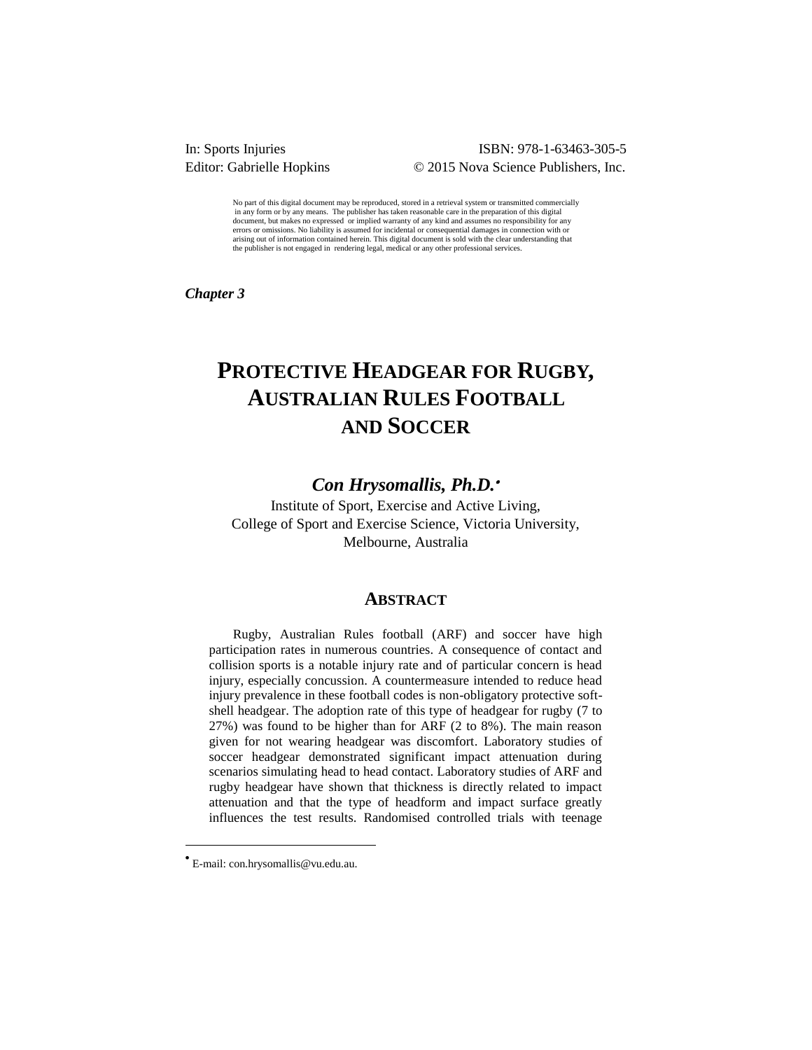In: Sports Injuries
Editor: Gabrielle Hopkins

ISBN: 978-1-63463-305-5
© 2015 Nova Science Publishers, Inc.

No part of this digital document may be reproduced, stored in a retrieval system or transmitted commercially in any form or by any means. The publisher has taken reasonable care in the preparation of this digital document, but makes no expressed or implied warranty of any kind and assumes no responsibility for any errors or omissions. No liability is assumed for incidental or consequential damages in connection with or arising out of information contained herein. This digital document is sold with the clear understanding that the publisher is not engaged in rendering legal, medical or any other professional services.

*Chapter 3*

# PROTECTIVE HEADGEAR FOR RUGBY, AUSTRALIAN RULES FOOTBALL AND SOCCER

***Con Hrysomallis, Ph.D.*** [•]

Institute of Sport, Exercise and Active Living,
College of Sport and Exercise Science, Victoria University,
Melbourne, Australia

## ABSTRACT

Rugby, Australian Rules football (ARF) and soccer have high participation rates in numerous countries. A consequence of contact and collision sports is a notable injury rate and of particular concern is head injury, especially concussion. A countermeasure intended to reduce head injury prevalence in these football codes is non-obligatory protective soft-shell headgear. The adoption rate of this type of headgear for rugby (7 to 27%) was found to be higher than for ARF (2 to 8%). The main reason given for not wearing headgear was discomfort. Laboratory studies of soccer headgear demonstrated significant impact attenuation during scenarios simulating head to head contact. Laboratory studies of ARF and rugby headgear have shown that thickness is directly related to impact attenuation and that the type of headform and impact surface greatly influences the test results. Randomised controlled trials with teenage

[•] E-mail: con.hrysomallis@vu.edu.au.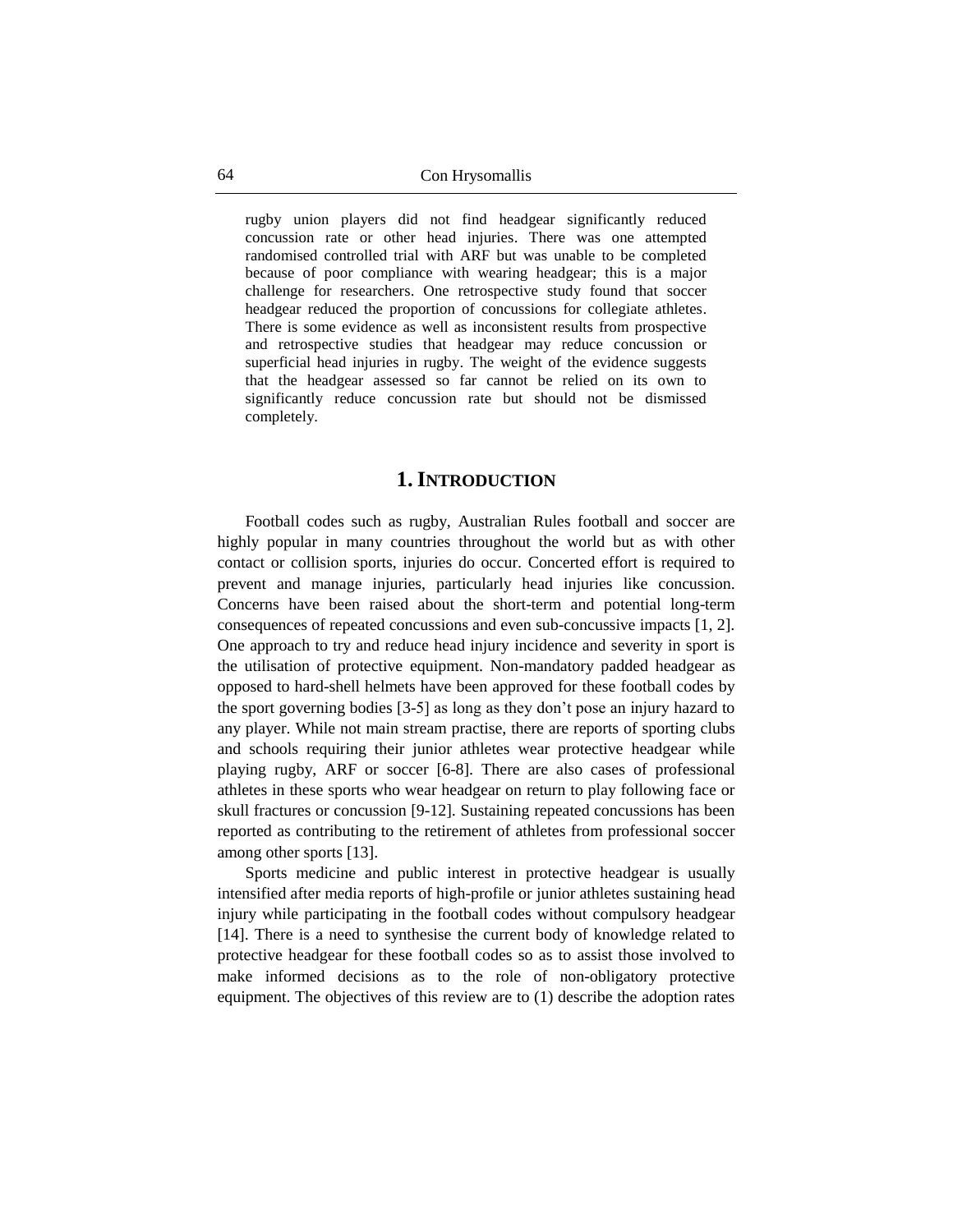rugby union players did not find headgear significantly reduced concussion rate or other head injuries. There was one attempted randomised controlled trial with ARF but was unable to be completed because of poor compliance with wearing headgear; this is a major challenge for researchers. One retrospective study found that soccer headgear reduced the proportion of concussions for collegiate athletes. There is some evidence as well as inconsistent results from prospective and retrospective studies that headgear may reduce concussion or superficial head injuries in rugby. The weight of the evidence suggests that the headgear assessed so far cannot be relied on its own to significantly reduce concussion rate but should not be dismissed completely.

## 1. INTRODUCTION

Football codes such as rugby, Australian Rules football and soccer are highly popular in many countries throughout the world but as with other contact or collision sports, injuries do occur. Concerted effort is required to prevent and manage injuries, particularly head injuries like concussion. Concerns have been raised about the short-term and potential long-term consequences of repeated concussions and even sub-concussive impacts [1, 2]. One approach to try and reduce head injury incidence and severity in sport is the utilisation of protective equipment. Non-mandatory padded headgear as opposed to hard-shell helmets have been approved for these football codes by the sport governing bodies [3-5] as long as they don't pose an injury hazard to any player. While not main stream practise, there are reports of sporting clubs and schools requiring their junior athletes wear protective headgear while playing rugby, ARF or soccer [6-8]. There are also cases of professional athletes in these sports who wear headgear on return to play following face or skull fractures or concussion [9-12]. Sustaining repeated concussions has been reported as contributing to the retirement of athletes from professional soccer among other sports [13].

Sports medicine and public interest in protective headgear is usually intensified after media reports of high-profile or junior athletes sustaining head injury while participating in the football codes without compulsory headgear [14]. There is a need to synthesise the current body of knowledge related to protective headgear for these football codes so as to assist those involved to make informed decisions as to the role of non-obligatory protective equipment. The objectives of this review are to (1) describe the adoption rates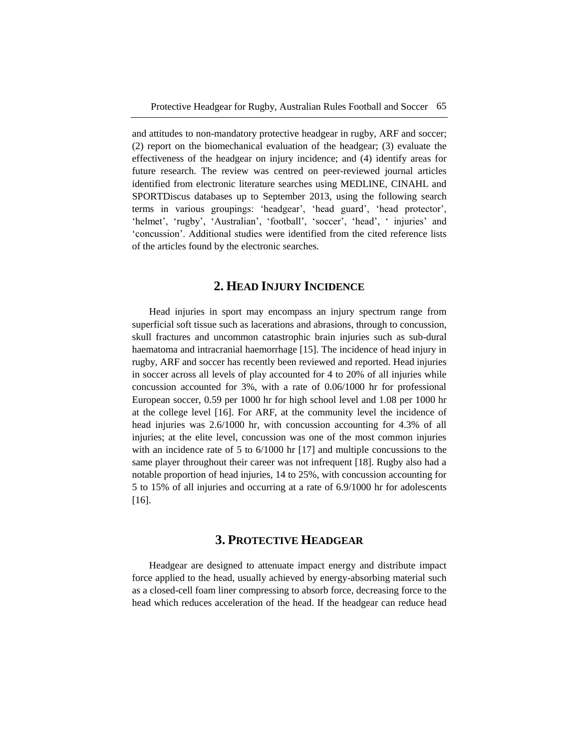and attitudes to non-mandatory protective headgear in rugby, ARF and soccer; (2) report on the biomechanical evaluation of the headgear; (3) evaluate the effectiveness of the headgear on injury incidence; and (4) identify areas for future research. The review was centred on peer-reviewed journal articles identified from electronic literature searches using MEDLINE, CINAHL and SPORTDiscus databases up to September 2013, using the following search terms in various groupings: 'headgear', 'head guard', 'head protector', 'helmet', 'rugby', 'Australian', 'football', 'soccer', 'head', ' injuries' and 'concussion'. Additional studies were identified from the cited reference lists of the articles found by the electronic searches.

## 2. Head Injury Incidence

Head injuries in sport may encompass an injury spectrum range from superficial soft tissue such as lacerations and abrasions, through to concussion, skull fractures and uncommon catastrophic brain injuries such as sub-dural haematoma and intracranial haemorrhage [15]. The incidence of head injury in rugby, ARF and soccer has recently been reviewed and reported. Head injuries in soccer across all levels of play accounted for 4 to 20% of all injuries while concussion accounted for 3%, with a rate of 0.06/1000 hr for professional European soccer, 0.59 per 1000 hr for high school level and 1.08 per 1000 hr at the college level [16]. For ARF, at the community level the incidence of head injuries was 2.6/1000 hr, with concussion accounting for 4.3% of all injuries; at the elite level, concussion was one of the most common injuries with an incidence rate of 5 to 6/1000 hr [17] and multiple concussions to the same player throughout their career was not infrequent [18]. Rugby also had a notable proportion of head injuries, 14 to 25%, with concussion accounting for 5 to 15% of all injuries and occurring at a rate of 6.9/1000 hr for adolescents [16].

## 3. Protective Headgear

Headgear are designed to attenuate impact energy and distribute impact force applied to the head, usually achieved by energy-absorbing material such as a closed-cell foam liner compressing to absorb force, decreasing force to the head which reduces acceleration of the head. If the headgear can reduce head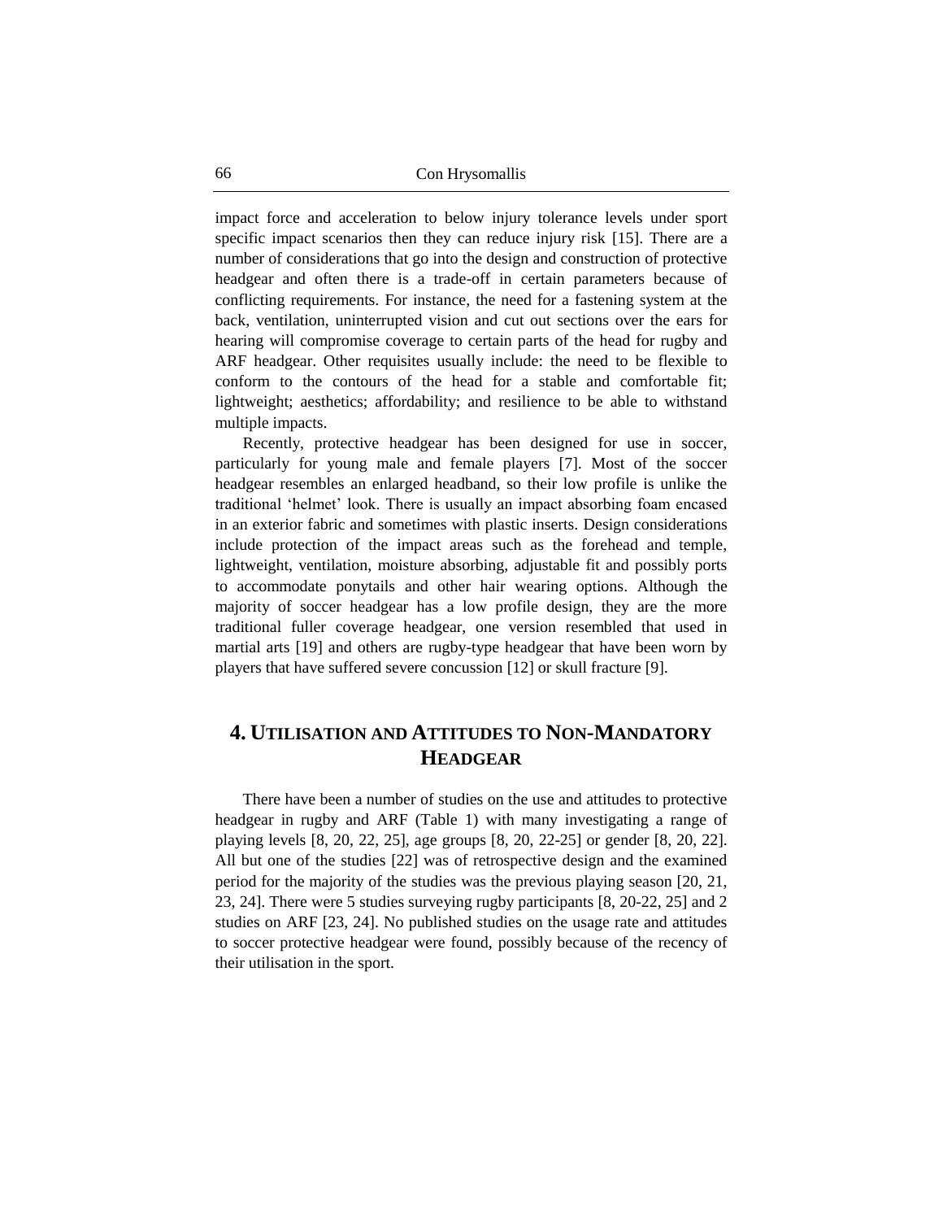impact force and acceleration to below injury tolerance levels under sport specific impact scenarios then they can reduce injury risk [15]. There are a number of considerations that go into the design and construction of protective headgear and often there is a trade-off in certain parameters because of conflicting requirements. For instance, the need for a fastening system at the back, ventilation, uninterrupted vision and cut out sections over the ears for hearing will compromise coverage to certain parts of the head for rugby and ARF headgear. Other requisites usually include: the need to be flexible to conform to the contours of the head for a stable and comfortable fit; lightweight; aesthetics; affordability; and resilience to be able to withstand multiple impacts.

Recently, protective headgear has been designed for use in soccer, particularly for young male and female players [7]. Most of the soccer headgear resembles an enlarged headband, so their low profile is unlike the traditional 'helmet' look. There is usually an impact absorbing foam encased in an exterior fabric and sometimes with plastic inserts. Design considerations include protection of the impact areas such as the forehead and temple, lightweight, ventilation, moisture absorbing, adjustable fit and possibly ports to accommodate ponytails and other hair wearing options. Although the majority of soccer headgear has a low profile design, they are the more traditional fuller coverage headgear, one version resembled that used in martial arts [19] and others are rugby-type headgear that have been worn by players that have suffered severe concussion [12] or skull fracture [9].

## 4. Utilisation and Attitudes to Non-Mandatory Headgear

There have been a number of studies on the use and attitudes to protective headgear in rugby and ARF (Table 1) with many investigating a range of playing levels [8, 20, 22, 25], age groups [8, 20, 22-25] or gender [8, 20, 22]. All but one of the studies [22] was of retrospective design and the examined period for the majority of the studies was the previous playing season [20, 21, 23, 24]. There were 5 studies surveying rugby participants [8, 20-22, 25] and 2 studies on ARF [23, 24]. No published studies on the usage rate and attitudes to soccer protective headgear were found, possibly because of the recency of their utilisation in the sport.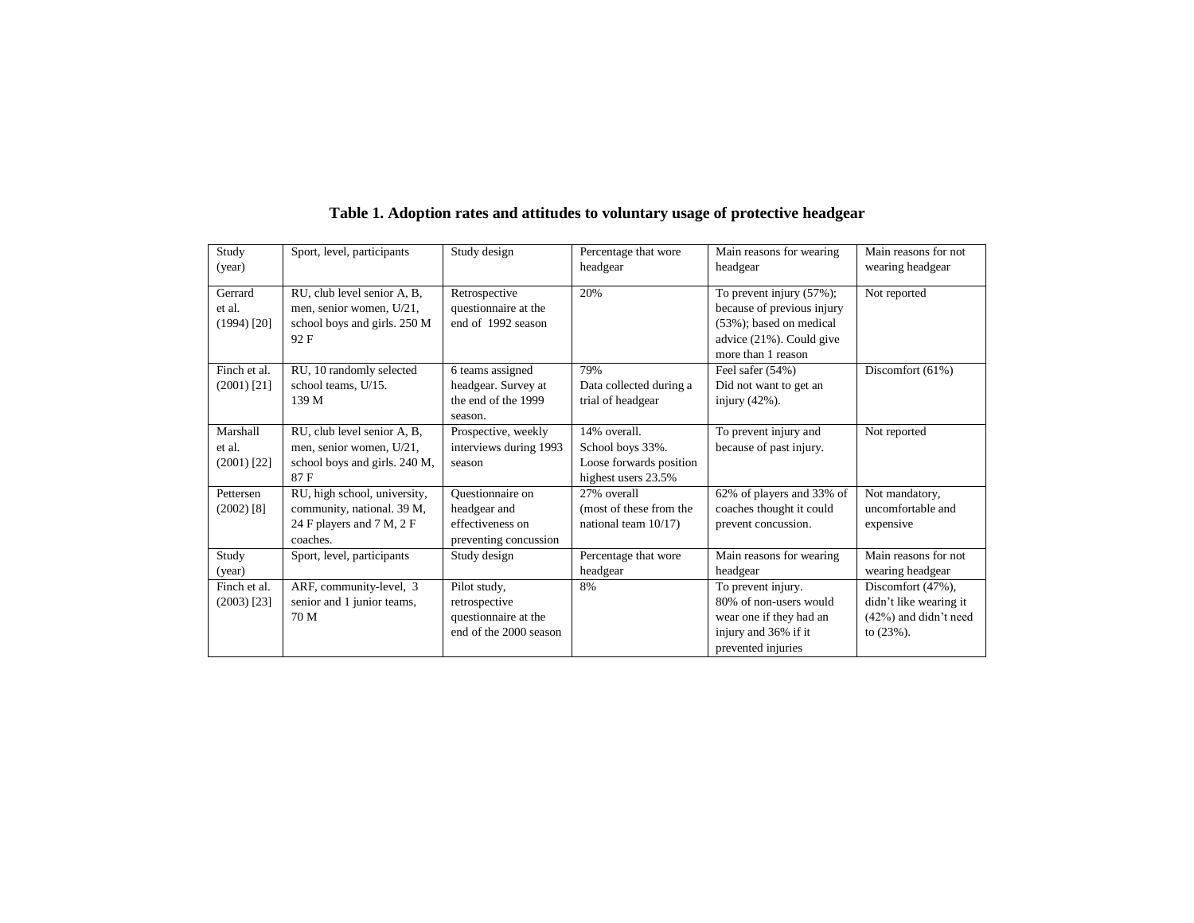**Table 1. Adoption rates and attitudes to voluntary usage of protective headgear**

| Study (year) | Sport, level, participants | Study design | Percentage that wore headgear | Main reasons for wearing headgear | Main reasons for not wearing headgear |
|---|---|---|---|---|---|
| Gerrard et al. (1994) [20] | RU, club level senior A, B, men, senior women, U/21, school boys and girls. 250 M 92 F | Retrospective questionnaire at the end of 1992 season | 20% | To prevent injury (57%); because of previous injury (53%); based on medical advice (21%). Could give more than 1 reason | Not reported |
| Finch et al. (2001) [21] | RU, 10 randomly selected school teams, U/15. 139 M | 6 teams assigned headgear. Survey at the end of the 1999 season. | 79% Data collected during a trial of headgear | Feel safer (54%) Did not want to get an injury (42%). | Discomfort (61%) |
| Marshall et al. (2001) [22] | RU, club level senior A, B, men, senior women, U/21, school boys and girls. 240 M, 87 F | Prospective, weekly interviews during 1993 season | 14% overall. School boys 33%. Loose forwards position highest users 23.5% | To prevent injury and because of past injury. | Not reported |
| Pettersen (2002) [8] | RU, high school, university, community, national. 39 M, 24 F players and 7 M, 2 F coaches. | Questionnaire on headgear and effectiveness on preventing concussion | 27% overall (most of these from the national team 10/17) | 62% of players and 33% of coaches thought it could prevent concussion. | Not mandatory, uncomfortable and expensive |
| Finch et al. (2003) [23] | ARF, community-level, 3 senior and 1 junior teams, 70 M | Pilot study, retrospective questionnaire at the end of the 2000 season | 8% | To prevent injury. 80% of non-users would wear one if they had an injury and 36% if it prevented injuries | Discomfort (47%), didn't like wearing it (42%) and didn't need to (23%). |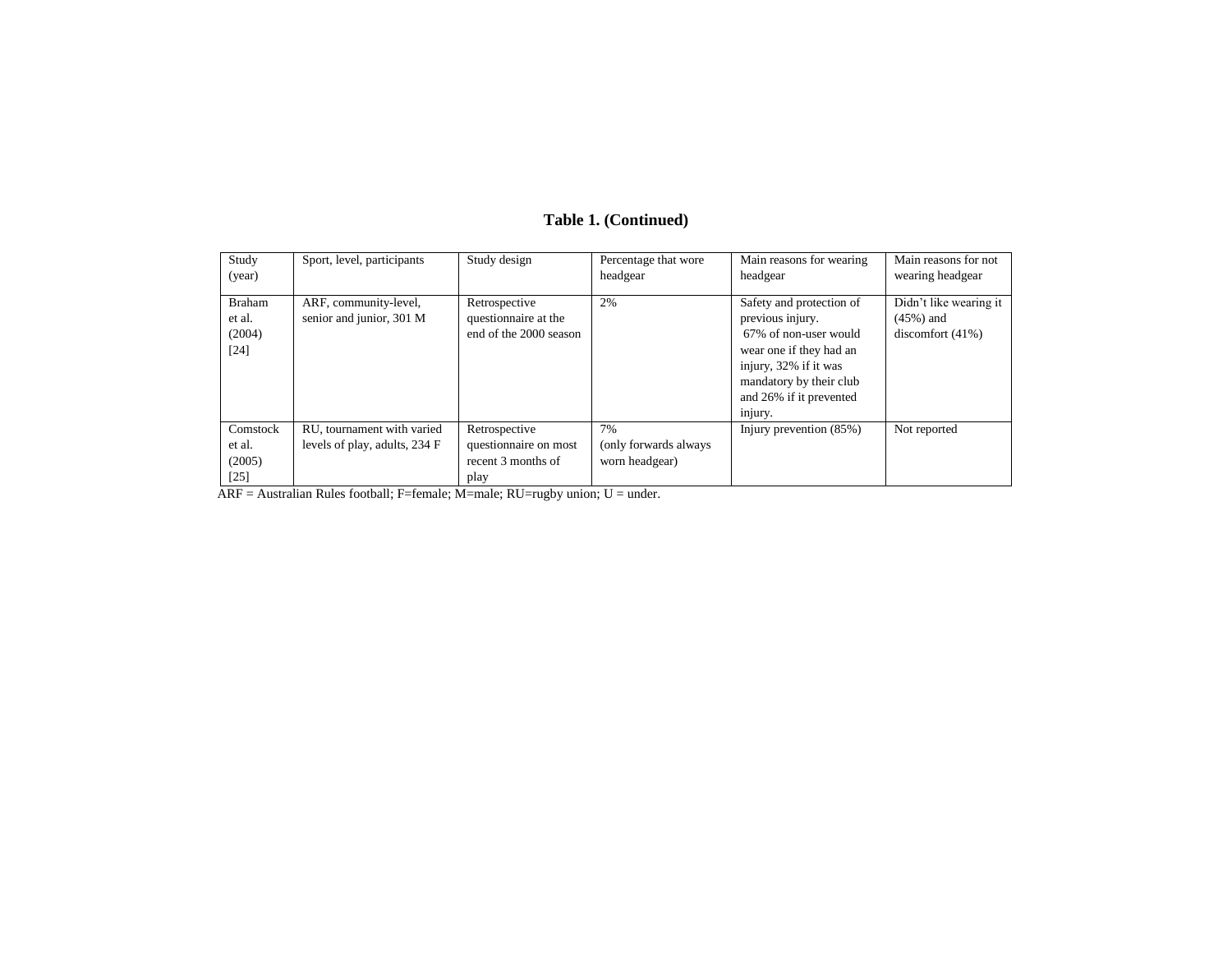**Table 1. (Continued)**

| Study (year) | Sport, level, participants | Study design | Percentage that wore headgear | Main reasons for wearing headgear | Main reasons for not wearing headgear |
|---|---|---|---|---|---|
| Braham et al. (2004) [24] | ARF, community-level, senior and junior, 301 M | Retrospective questionnaire at the end of the 2000 season | 2% | Safety and protection of previous injury. 67% of non-user would wear one if they had an injury, 32% if it was mandatory by their club and 26% if it prevented injury. | Didn't like wearing it (45%) and discomfort (41%) |
| Comstock et al. (2005) [25] | RU, tournament with varied levels of play, adults, 234 F | Retrospective questionnaire on most recent 3 months of play | 7% (only forwards always worn headgear) | Injury prevention (85%) | Not reported |

ARF = Australian Rules football; F=female; M=male; RU=rugby union; U = under.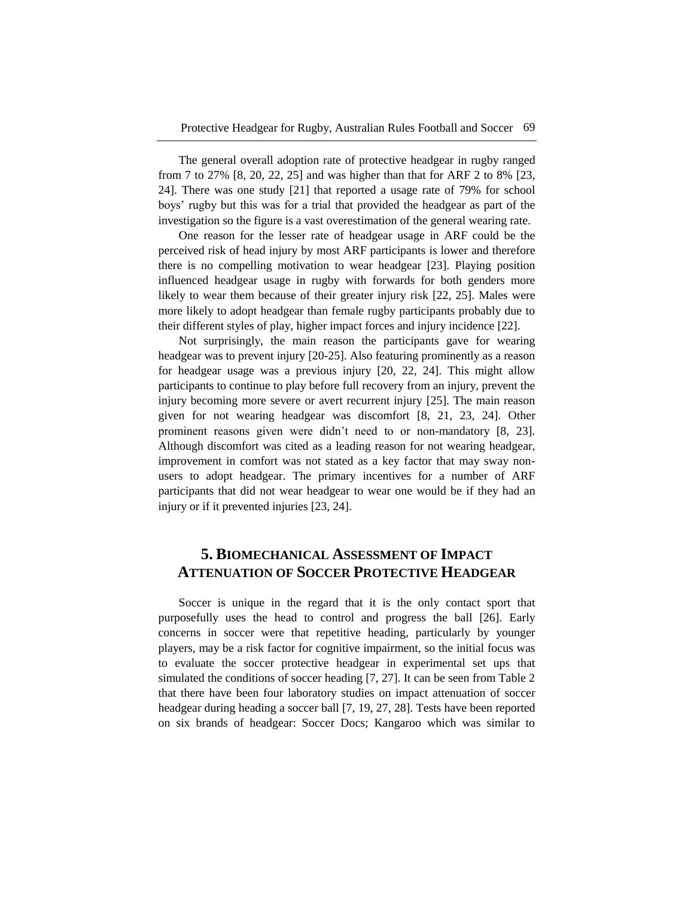The general overall adoption rate of protective headgear in rugby ranged from 7 to 27% [8, 20, 22, 25] and was higher than that for ARF 2 to 8% [23, 24]. There was one study [21] that reported a usage rate of 79% for school boys' rugby but this was for a trial that provided the headgear as part of the investigation so the figure is a vast overestimation of the general wearing rate.

One reason for the lesser rate of headgear usage in ARF could be the perceived risk of head injury by most ARF participants is lower and therefore there is no compelling motivation to wear headgear [23]. Playing position influenced headgear usage in rugby with forwards for both genders more likely to wear them because of their greater injury risk [22, 25]. Males were more likely to adopt headgear than female rugby participants probably due to their different styles of play, higher impact forces and injury incidence [22].

Not surprisingly, the main reason the participants gave for wearing headgear was to prevent injury [20-25]. Also featuring prominently as a reason for headgear usage was a previous injury [20, 22, 24]. This might allow participants to continue to play before full recovery from an injury, prevent the injury becoming more severe or avert recurrent injury [25]. The main reason given for not wearing headgear was discomfort [8, 21, 23, 24]. Other prominent reasons given were didn't need to or non-mandatory [8, 23]. Although discomfort was cited as a leading reason for not wearing headgear, improvement in comfort was not stated as a key factor that may sway non-users to adopt headgear. The primary incentives for a number of ARF participants that did not wear headgear to wear one would be if they had an injury or if it prevented injuries [23, 24].

## 5. Biomechanical Assessment of Impact Attenuation of Soccer Protective Headgear

Soccer is unique in the regard that it is the only contact sport that purposefully uses the head to control and progress the ball [26]. Early concerns in soccer were that repetitive heading, particularly by younger players, may be a risk factor for cognitive impairment, so the initial focus was to evaluate the soccer protective headgear in experimental set ups that simulated the conditions of soccer heading [7, 27]. It can be seen from Table 2 that there have been four laboratory studies on impact attenuation of soccer headgear during heading a soccer ball [7, 19, 27, 28]. Tests have been reported on six brands of headgear: Soccer Docs; Kangaroo which was similar to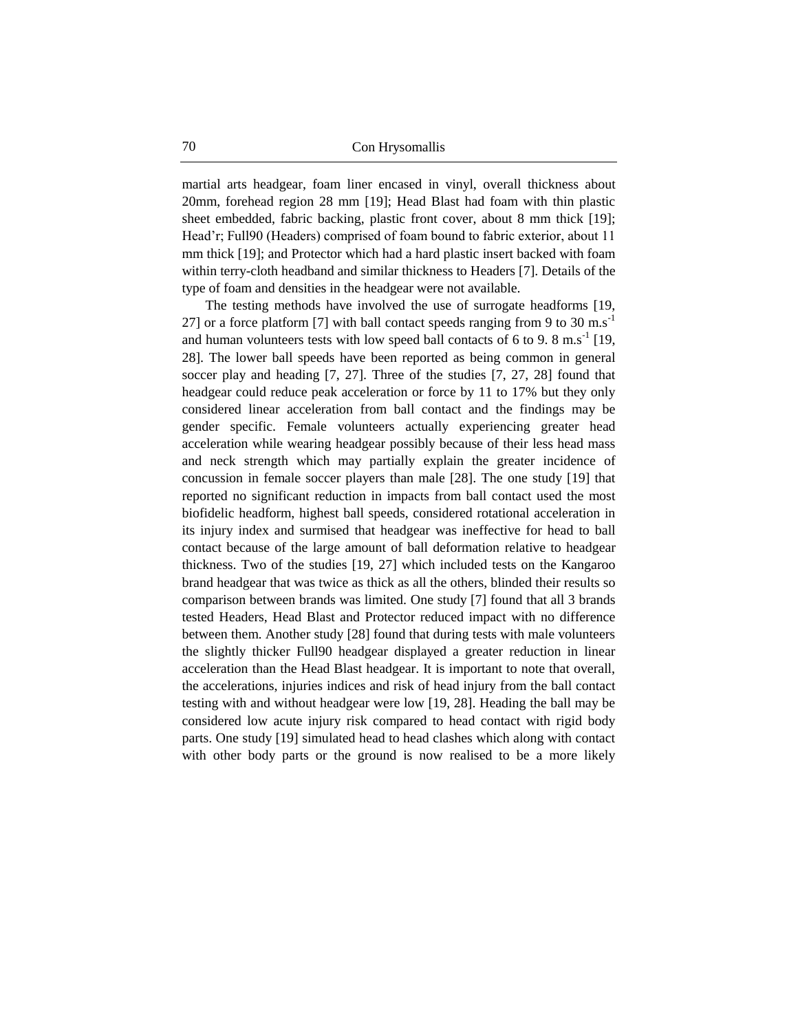martial arts headgear, foam liner encased in vinyl, overall thickness about 20mm, forehead region 28 mm [19]; Head Blast had foam with thin plastic sheet embedded, fabric backing, plastic front cover, about 8 mm thick [19]; Head'r; Full90 (Headers) comprised of foam bound to fabric exterior, about 11 mm thick [19]; and Protector which had a hard plastic insert backed with foam within terry-cloth headband and similar thickness to Headers [7]. Details of the type of foam and densities in the headgear were not available.

The testing methods have involved the use of surrogate headforms [19, 27] or a force platform [7] with ball contact speeds ranging from 9 to 30 $m.s^{-1}$ and human volunteers tests with low speed ball contacts of 6 to 9. 8 $m.s^{-1}$ [19, 28]. The lower ball speeds have been reported as being common in general soccer play and heading [7, 27]. Three of the studies [7, 27, 28] found that headgear could reduce peak acceleration or force by 11 to 17% but they only considered linear acceleration from ball contact and the findings may be gender specific. Female volunteers actually experiencing greater head acceleration while wearing headgear possibly because of their less head mass and neck strength which may partially explain the greater incidence of concussion in female soccer players than male [28]. The one study [19] that reported no significant reduction in impacts from ball contact used the most biofidelic headform, highest ball speeds, considered rotational acceleration in its injury index and surmised that headgear was ineffective for head to ball contact because of the large amount of ball deformation relative to headgear thickness. Two of the studies [19, 27] which included tests on the Kangaroo brand headgear that was twice as thick as all the others, blinded their results so comparison between brands was limited. One study [7] found that all 3 brands tested Headers, Head Blast and Protector reduced impact with no difference between them. Another study [28] found that during tests with male volunteers the slightly thicker Full90 headgear displayed a greater reduction in linear acceleration than the Head Blast headgear. It is important to note that overall, the accelerations, injuries indices and risk of head injury from the ball contact testing with and without headgear were low [19, 28]. Heading the ball may be considered low acute injury risk compared to head contact with rigid body parts. One study [19] simulated head to head clashes which along with contact with other body parts or the ground is now realised to be a more likely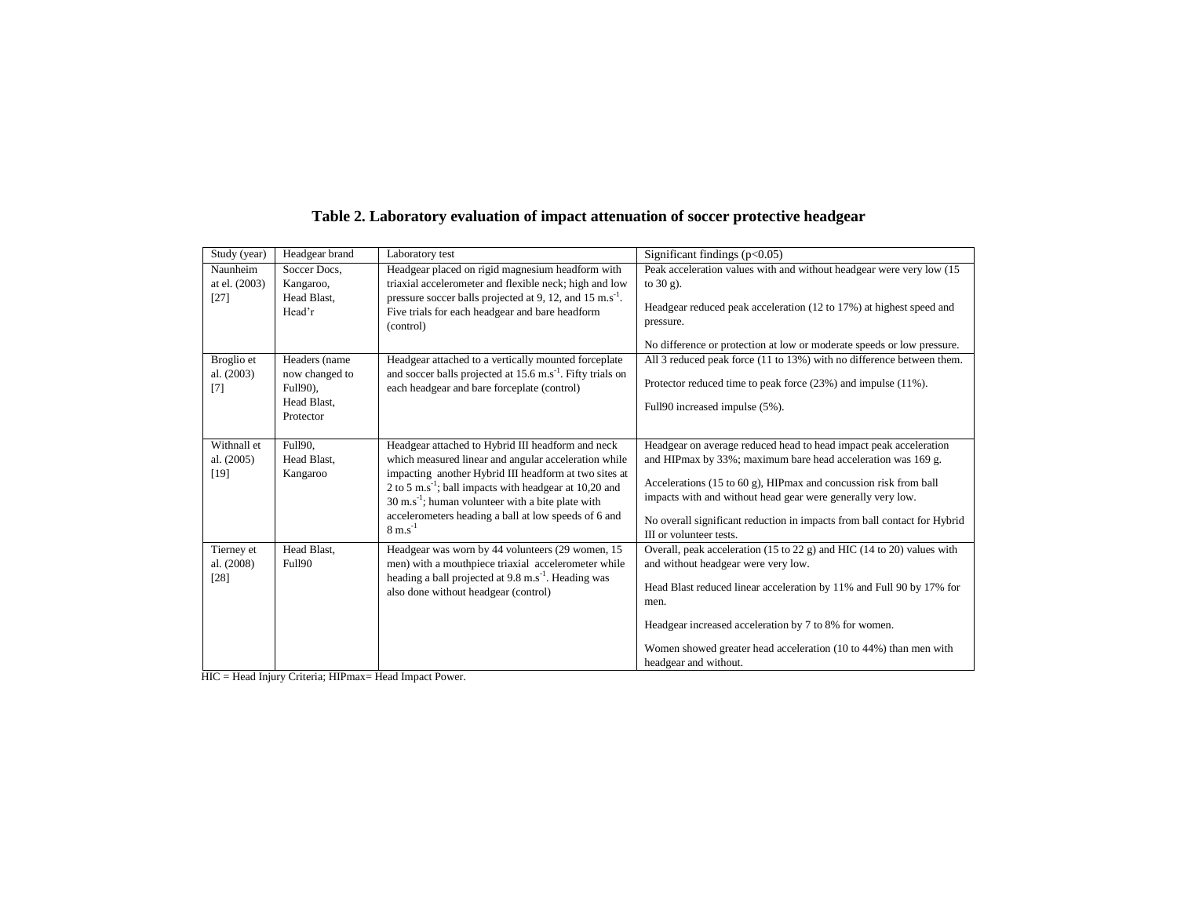**Table 2. Laboratory evaluation of impact attenuation of soccer protective headgear**

| Study (year) | Headgear brand | Laboratory test | Significant findings ($p<0.05$) |
|---|---|---|---|
| Naunheim at el. (2003) [27] | Soccer Docs, Kangaroo, Head Blast, Head'r | Headgear placed on rigid magnesium headform with triaxial accelerometer and flexible neck; high and low pressure soccer balls projected at 9, 12, and 15 $m.s^{-1}$. Five trials for each headgear and bare headform (control) | Peak acceleration values with and without headgear were very low (15 to 30 g).<br><br>Headgear reduced peak acceleration (12 to 17%) at highest speed and pressure.<br><br>No difference or protection at low or moderate speeds or low pressure. |
| Broglio et al. (2003) [7] | Headers (name now changed to Full90), Head Blast, Protector | Headgear attached to a vertically mounted forceplate and soccer balls projected at 15.6 $m.s^{-1}$. Fifty trials on each headgear and bare forceplate (control) | All 3 reduced peak force (11 to 13%) with no difference between them.<br><br>Protector reduced time to peak force (23%) and impulse (11%).<br><br>Full90 increased impulse (5%). |
| Withnall et al. (2005) [19] | Full90, Head Blast, Kangaroo | Headgear attached to Hybrid III headform and neck which measured linear and angular acceleration while impacting another Hybrid III headform at two sites at 2 to 5 $m.s^{-1}$; ball impacts with headgear at 10,20 and 30 $m.s^{-1}$; human volunteer with a bite plate with accelerometers heading a ball at low speeds of 6 and 8 $m.s^{-1}$ | Headgear on average reduced head to head impact peak acceleration and HIPmax by 33%; maximum bare head acceleration was 169 g.<br><br>Accelerations (15 to 60 g), HIPmax and concussion risk from ball impacts with and without head gear were generally very low.<br><br>No overall significant reduction in impacts from ball contact for Hybrid III or volunteer tests. |
| Tierney et al. (2008) [28] | Head Blast, Full90 | Headgear was worn by 44 volunteers (29 women, 15 men) with a mouthpiece triaxial accelerometer while heading a ball projected at 9.8 $m.s^{-1}$. Heading was also done without headgear (control) | Overall, peak acceleration (15 to 22 g) and HIC (14 to 20) values with and without headgear were very low.<br><br>Head Blast reduced linear acceleration by 11% and Full 90 by 17% for men.<br><br>Headgear increased acceleration by 7 to 8% for women.<br><br>Women showed greater head acceleration (10 to 44%) than men with headgear and without. |

HIC = Head Injury Criteria; HIPmax= Head Impact Power.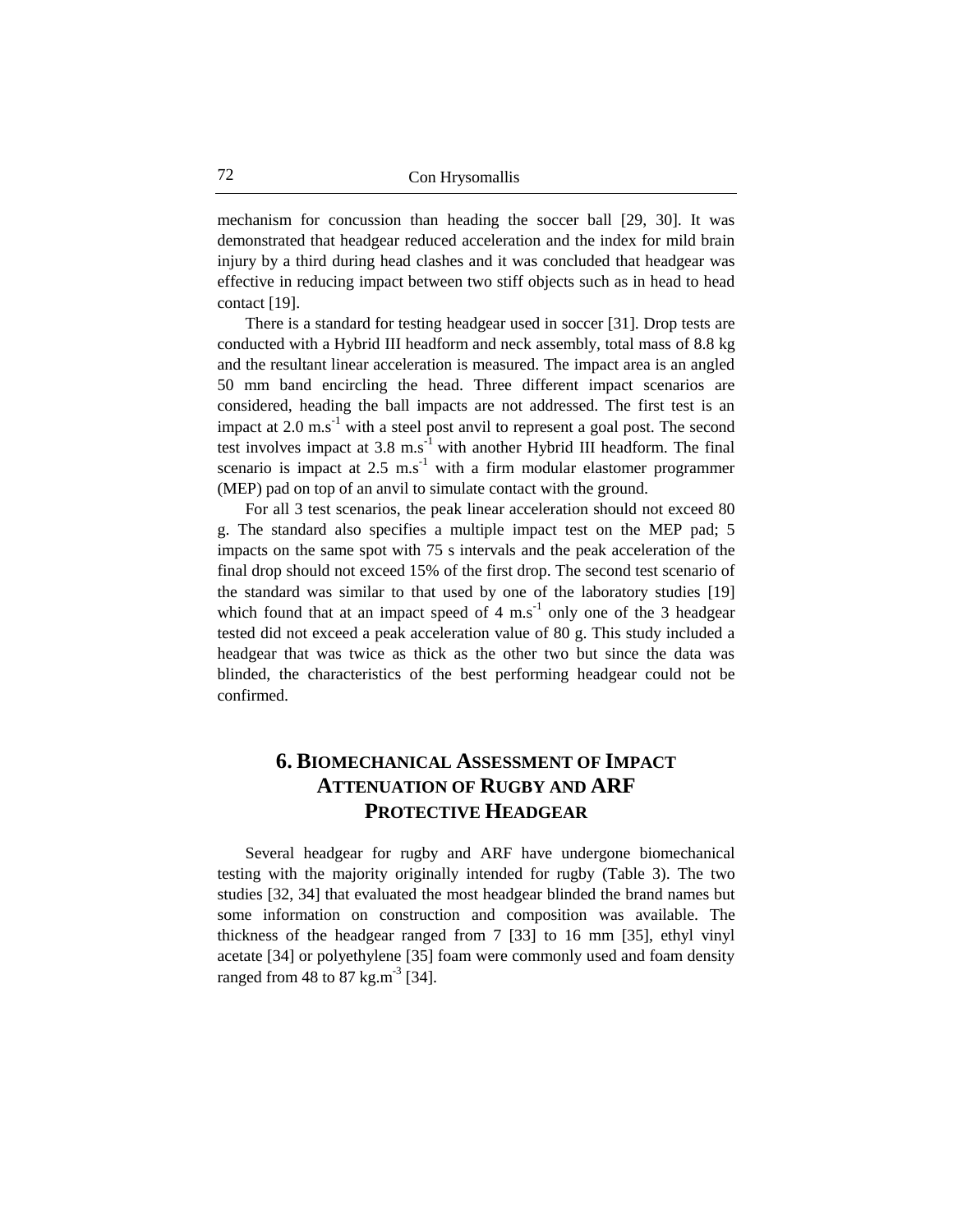mechanism for concussion than heading the soccer ball [29, 30]. It was demonstrated that headgear reduced acceleration and the index for mild brain injury by a third during head clashes and it was concluded that headgear was effective in reducing impact between two stiff objects such as in head to head contact [19].

There is a standard for testing headgear used in soccer [31]. Drop tests are conducted with a Hybrid III headform and neck assembly, total mass of 8.8 kg and the resultant linear acceleration is measured. The impact area is an angled 50 mm band encircling the head. Three different impact scenarios are considered, heading the ball impacts are not addressed. The first test is an impact at 2.0 $m.s^{-1}$ with a steel post anvil to represent a goal post. The second test involves impact at 3.8 $m.s^{-1}$ with another Hybrid III headform. The final scenario is impact at 2.5 $m.s^{-1}$ with a firm modular elastomer programmer (MEP) pad on top of an anvil to simulate contact with the ground.

For all 3 test scenarios, the peak linear acceleration should not exceed 80 g. The standard also specifies a multiple impact test on the MEP pad; 5 impacts on the same spot with 75 s intervals and the peak acceleration of the final drop should not exceed 15% of the first drop. The second test scenario of the standard was similar to that used by one of the laboratory studies [19] which found that at an impact speed of 4 $m.s^{-1}$ only one of the 3 headgear tested did not exceed a peak acceleration value of 80 g. This study included a headgear that was twice as thick as the other two but since the data was blinded, the characteristics of the best performing headgear could not be confirmed.

## 6. Biomechanical Assessment of Impact Attenuation of Rugby and ARF Protective Headgear

Several headgear for rugby and ARF have undergone biomechanical testing with the majority originally intended for rugby (Table 3). The two studies [32, 34] that evaluated the most headgear blinded the brand names but some information on construction and composition was available. The thickness of the headgear ranged from 7 [33] to 16 mm [35], ethyl vinyl acetate [34] or polyethylene [35] foam were commonly used and foam density ranged from 48 to 87 $kg.m^{-3}$ [34].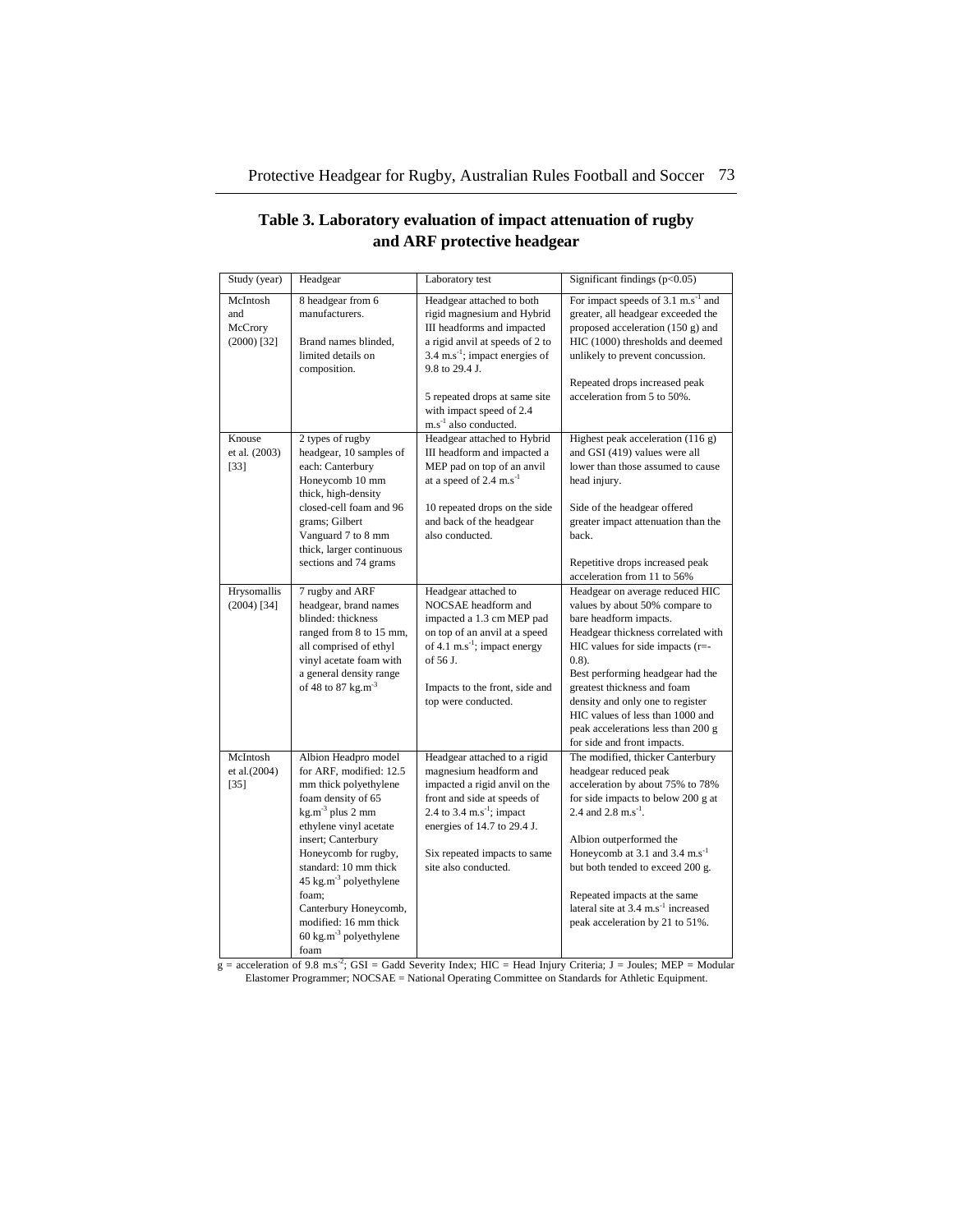**Table 3. Laboratory evaluation of impact attenuation of rugby and ARF protective headgear**

| Study (year) | Headgear | Laboratory test | Significant findings ($p<0.05$) |
|---|---|---|---|
| McIntosh and McCrory (2000) [32] | 8 headgear from 6 manufacturers.<br><br>Brand names blinded, limited details on composition. | Headgear attached to both rigid magnesium and Hybrid III headforms and impacted a rigid anvil at speeds of 2 to 3.4 $m.s^{-1}$; impact energies of 9.8 to 29.4 J.<br><br>5 repeated drops at same site with impact speed of 2.4 $m.s^{-1}$ also conducted. | For impact speeds of 3.1 $m.s^{-1}$ and greater, all headgear exceeded the proposed acceleration (150 g) and HIC (1000) thresholds and deemed unlikely to prevent concussion.<br><br>Repeated drops increased peak acceleration from 5 to 50%. |
| Knouse et al. (2003) [33] | 2 types of rugby headgear, 10 samples of each: Canterbury Honeycomb 10 mm thick, high-density closed-cell foam and 96 grams; Gilbert Vanguard 7 to 8 mm thick, larger continuous sections and 74 grams | Headgear attached to Hybrid III headform and impacted a MEP pad on top of an anvil at a speed of 2.4 $m.s^{-1}$<br><br>10 repeated drops on the side and back of the headgear also conducted. | Highest peak acceleration (116 g) and GSI (419) values were all lower than those assumed to cause head injury.<br><br>Side of the headgear offered greater impact attenuation than the back.<br><br>Repetitive drops increased peak acceleration from 11 to 56% |
| Hrysomallis (2004) [34] | 7 rugby and ARF headgear, brand names blinded: thickness ranged from 8 to 15 mm, all comprised of ethyl vinyl acetate foam with a general density range of 48 to 87 $kg.m^{-3}$ | Headgear attached to NOCSAE headform and impacted a 1.3 cm MEP pad on top of an anvil at a speed of 4.1 $m.s^{-1}$; impact energy of 56 J.<br><br>Impacts to the front, side and top were conducted. | Headgear on average reduced HIC values by about 50% compare to bare headform impacts.<br>Headgear thickness correlated with HIC values for side impacts ($r=-0.8$).<br>Best performing headgear had the greatest thickness and foam density and only one to register HIC values of less than 1000 and peak accelerations less than 200 g for side and front impacts. |
| McIntosh et al.(2004) [35] | Albion Headpro model for ARF, modified: 12.5 mm thick polyethylene foam density of 65 $kg.m^{-3}$ plus 2 mm ethylene vinyl acetate insert; Canterbury Honeycomb for rugby, standard: 10 mm thick 45 $kg.m^{-3}$ polyethylene foam;<br>Canterbury Honeycomb, modified: 16 mm thick 60 $kg.m^{-3}$ polyethylene foam | Headgear attached to a rigid magnesium headform and impacted a rigid anvil on the front and side at speeds of 2.4 to 3.4 $m.s^{-1}$; impact energies of 14.7 to 29.4 J.<br><br>Six repeated impacts to same site also conducted. | The modified, thicker Canterbury headgear reduced peak acceleration by about 75% to 78% for side impacts to below 200 g at 2.4 and 2.8 $m.s^{-1}$.<br><br>Albion outperformed the Honeycomb at 3.1 and 3.4 $m.s^{-1}$ but both tended to exceed 200 g.<br><br>Repeated impacts at the same lateral site at 3.4 $m.s^{-1}$ increased peak acceleration by 21 to 51%. |

g = acceleration of 9.8 $m.s^{-2}$; GSI = Gadd Severity Index; HIC = Head Injury Criteria; J = Joules; MEP = Modular Elastomer Programmer; NOCSAE = National Operating Committee on Standards for Athletic Equipment.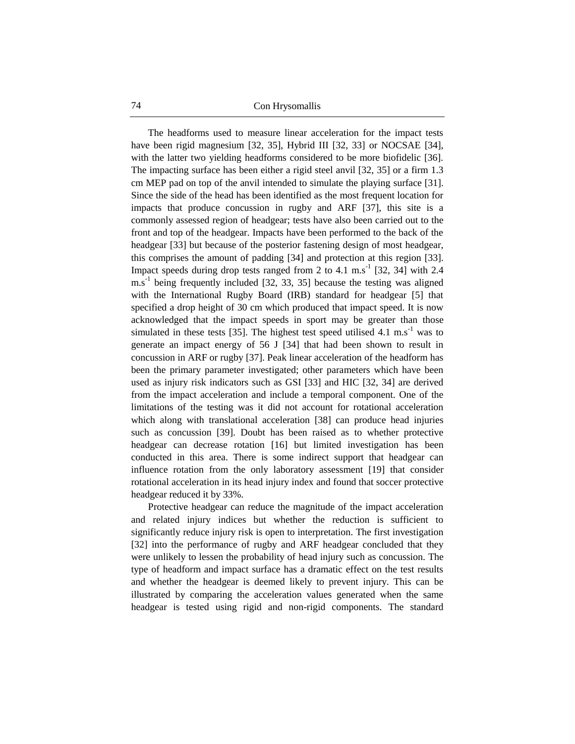The headforms used to measure linear acceleration for the impact tests have been rigid magnesium [32, 35], Hybrid III [32, 33] or NOCSAE [34], with the latter two yielding headforms considered to be more biofidelic [36]. The impacting surface has been either a rigid steel anvil [32, 35] or a firm 1.3 cm MEP pad on top of the anvil intended to simulate the playing surface [31]. Since the side of the head has been identified as the most frequent location for impacts that produce concussion in rugby and ARF [37], this site is a commonly assessed region of headgear; tests have also been carried out to the front and top of the headgear. Impacts have been performed to the back of the headgear [33] but because of the posterior fastening design of most headgear, this comprises the amount of padding [34] and protection at this region [33]. Impact speeds during drop tests ranged from 2 to 4.1 $m.s^{-1}$ [32, 34] with 2.4 $m.s^{-1}$ being frequently included [32, 33, 35] because the testing was aligned with the International Rugby Board (IRB) standard for headgear [5] that specified a drop height of 30 cm which produced that impact speed. It is now acknowledged that the impact speeds in sport may be greater than those simulated in these tests [35]. The highest test speed utilised 4.1 $m.s^{-1}$ was to generate an impact energy of 56 J [34] that had been shown to result in concussion in ARF or rugby [37]. Peak linear acceleration of the headform has been the primary parameter investigated; other parameters which have been used as injury risk indicators such as GSI [33] and HIC [32, 34] are derived from the impact acceleration and include a temporal component. One of the limitations of the testing was it did not account for rotational acceleration which along with translational acceleration [38] can produce head injuries such as concussion [39]. Doubt has been raised as to whether protective headgear can decrease rotation [16] but limited investigation has been conducted in this area. There is some indirect support that headgear can influence rotation from the only laboratory assessment [19] that consider rotational acceleration in its head injury index and found that soccer protective headgear reduced it by 33%.

Protective headgear can reduce the magnitude of the impact acceleration and related injury indices but whether the reduction is sufficient to significantly reduce injury risk is open to interpretation. The first investigation [32] into the performance of rugby and ARF headgear concluded that they were unlikely to lessen the probability of head injury such as concussion. The type of headform and impact surface has a dramatic effect on the test results and whether the headgear is deemed likely to prevent injury. This can be illustrated by comparing the acceleration values generated when the same headgear is tested using rigid and non-rigid components. The standard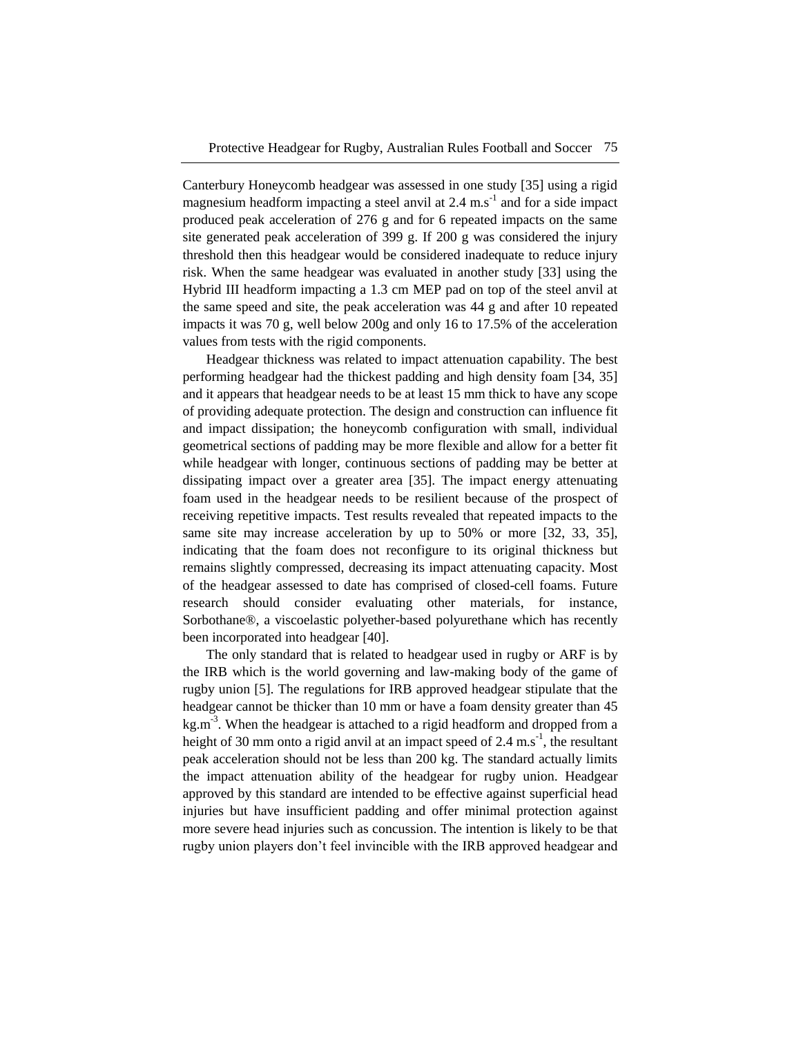Canterbury Honeycomb headgear was assessed in one study [35] using a rigid magnesium headform impacting a steel anvil at 2.4 $m.s^{-1}$ and for a side impact produced peak acceleration of 276 g and for 6 repeated impacts on the same site generated peak acceleration of 399 g. If 200 g was considered the injury threshold then this headgear would be considered inadequate to reduce injury risk. When the same headgear was evaluated in another study [33] using the Hybrid III headform impacting a 1.3 cm MEP pad on top of the steel anvil at the same speed and site, the peak acceleration was 44 g and after 10 repeated impacts it was 70 g, well below 200g and only 16 to 17.5% of the acceleration values from tests with the rigid components.

Headgear thickness was related to impact attenuation capability. The best performing headgear had the thickest padding and high density foam [34, 35] and it appears that headgear needs to be at least 15 mm thick to have any scope of providing adequate protection. The design and construction can influence fit and impact dissipation; the honeycomb configuration with small, individual geometrical sections of padding may be more flexible and allow for a better fit while headgear with longer, continuous sections of padding may be better at dissipating impact over a greater area [35]. The impact energy attenuating foam used in the headgear needs to be resilient because of the prospect of receiving repetitive impacts. Test results revealed that repeated impacts to the same site may increase acceleration by up to 50% or more [32, 33, 35], indicating that the foam does not reconfigure to its original thickness but remains slightly compressed, decreasing its impact attenuating capacity. Most of the headgear assessed to date has comprised of closed-cell foams. Future research should consider evaluating other materials, for instance, Sorbothane®, a viscoelastic polyether-based polyurethane which has recently been incorporated into headgear [40].

The only standard that is related to headgear used in rugby or ARF is by the IRB which is the world governing and law-making body of the game of rugby union [5]. The regulations for IRB approved headgear stipulate that the headgear cannot be thicker than 10 mm or have a foam density greater than 45 $kg.m^{-3}$. When the headgear is attached to a rigid headform and dropped from a height of 30 mm onto a rigid anvil at an impact speed of 2.4 $m.s^{-1}$, the resultant peak acceleration should not be less than 200 kg. The standard actually limits the impact attenuation ability of the headgear for rugby union. Headgear approved by this standard are intended to be effective against superficial head injuries but have insufficient padding and offer minimal protection against more severe head injuries such as concussion. The intention is likely to be that rugby union players don't feel invincible with the IRB approved headgear and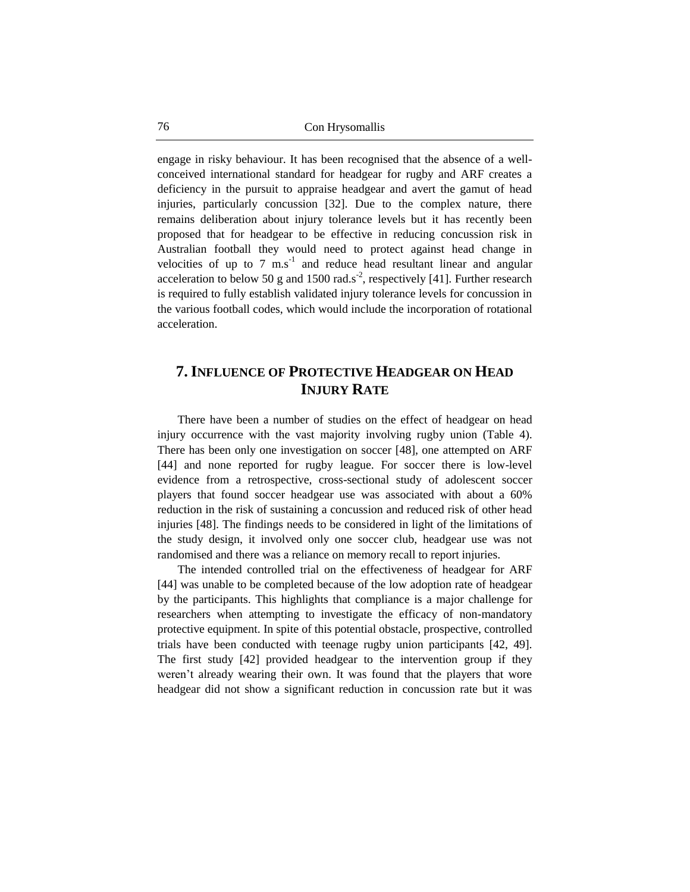engage in risky behaviour. It has been recognised that the absence of a well-conceived international standard for headgear for rugby and ARF creates a deficiency in the pursuit to appraise headgear and avert the gamut of head injuries, particularly concussion [32]. Due to the complex nature, there remains deliberation about injury tolerance levels but it has recently been proposed that for headgear to be effective in reducing concussion risk in Australian football they would need to protect against head change in velocities of up to 7 $m.s^{-1}$ and reduce head resultant linear and angular acceleration to below 50 g and 1500 $rad.s^{-2}$, respectively [41]. Further research is required to fully establish validated injury tolerance levels for concussion in the various football codes, which would include the incorporation of rotational acceleration.

## 7. Influence of Protective Headgear on Head Injury Rate

There have been a number of studies on the effect of headgear on head injury occurrence with the vast majority involving rugby union (Table 4). There has been only one investigation on soccer [48], one attempted on ARF [44] and none reported for rugby league. For soccer there is low-level evidence from a retrospective, cross-sectional study of adolescent soccer players that found soccer headgear use was associated with about a 60% reduction in the risk of sustaining a concussion and reduced risk of other head injuries [48]. The findings needs to be considered in light of the limitations of the study design, it involved only one soccer club, headgear use was not randomised and there was a reliance on memory recall to report injuries.

The intended controlled trial on the effectiveness of headgear for ARF [44] was unable to be completed because of the low adoption rate of headgear by the participants. This highlights that compliance is a major challenge for researchers when attempting to investigate the efficacy of non-mandatory protective equipment. In spite of this potential obstacle, prospective, controlled trials have been conducted with teenage rugby union participants [42, 49]. The first study [42] provided headgear to the intervention group if they weren't already wearing their own. It was found that the players that wore headgear did not show a significant reduction in concussion rate but it was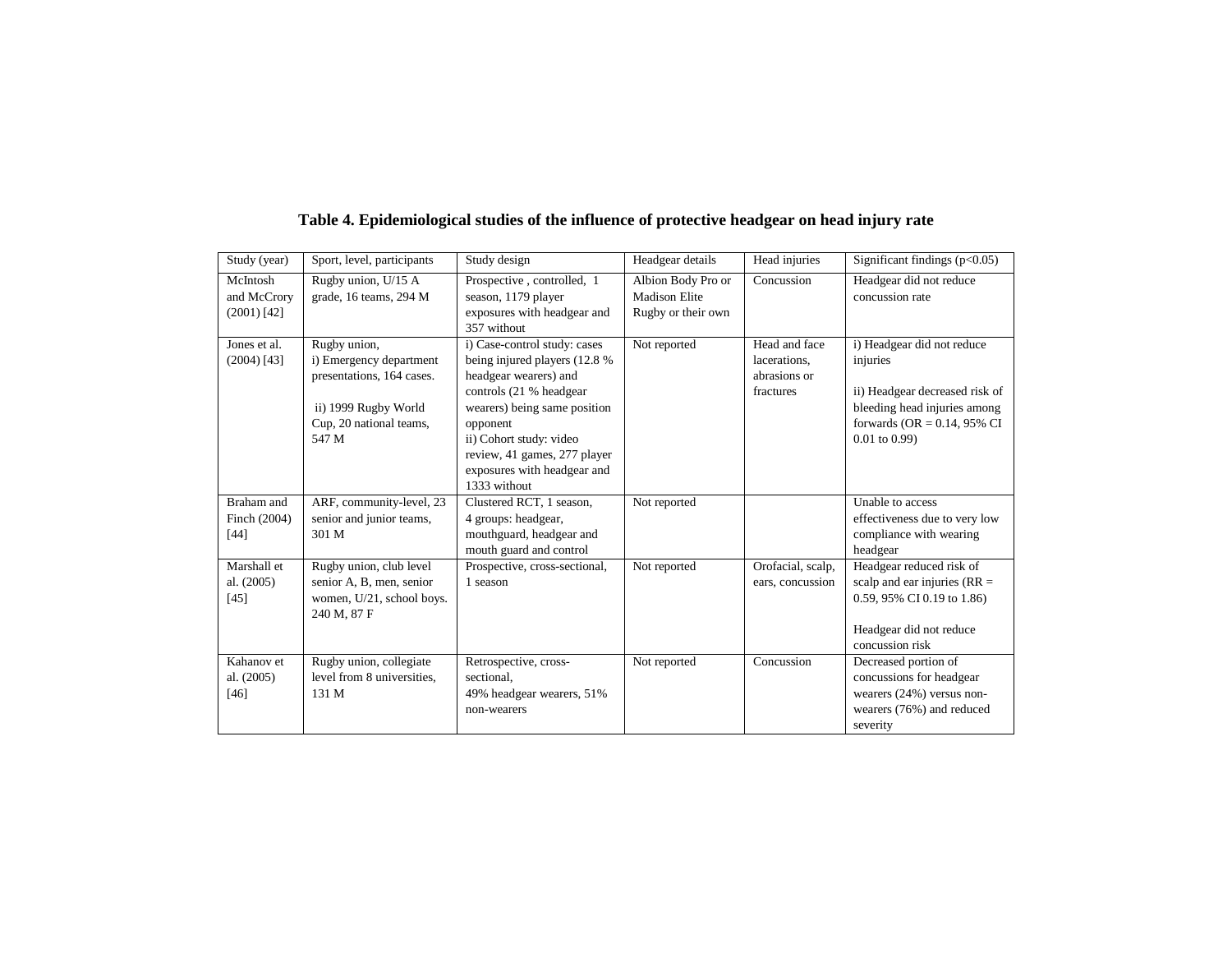**Table 4. Epidemiological studies of the influence of protective headgear on head injury rate**

| Study (year) | Sport, level, participants | Study design | Headgear details | Head injuries | Significant findings ($p<0.05$) |
|---|---|---|---|---|---|
| McIntosh and McCrory (2001) [42] | Rugby union, U/15 A grade, 16 teams, 294 M | Prospective , controlled, 1 season, 1179 player exposures with headgear and 357 without | Albion Body Pro or Madison Elite Rugby or their own | Concussion | Headgear did not reduce concussion rate |
| Jones et al. (2004) [43] | Rugby union, i) Emergency department presentations, 164 cases. ii) 1999 Rugby World Cup, 20 national teams, 547 M | i) Case-control study: cases being injured players (12.8 % headgear wearers) and controls (21 % headgear wearers) being same position opponent ii) Cohort study: video review, 41 games, 277 player exposures with headgear and 1333 without | Not reported | Head and face lacerations, abrasions or fractures | i) Headgear did not reduce injuries ii) Headgear decreased risk of bleeding head injuries among forwards (OR = 0.14, 95% CI 0.01 to 0.99) |
| Braham and Finch (2004) [44] | ARF, community-level, 23 senior and junior teams, 301 M | Clustered RCT, 1 season, 4 groups: headgear, mouthguard, headgear and mouth guard and control | Not reported | | Unable to access effectiveness due to very low compliance with wearing headgear |
| Marshall et al. (2005) [45] | Rugby union, club level senior A, B, men, senior women, U/21, school boys. 240 M, 87 F | Prospective, cross-sectional, 1 season | Not reported | Orofacial, scalp, ears, concussion | Headgear reduced risk of scalp and ear injuries (RR = 0.59, 95% CI 0.19 to 1.86) Headgear did not reduce concussion risk |
| Kahanov et al. (2005) [46] | Rugby union, collegiate level from 8 universities, 131 M | Retrospective, cross-sectional, 49% headgear wearers, 51% non-wearers | Not reported | Concussion | Decreased portion of concussions for headgear wearers (24%) versus non-wearers (76%) and reduced severity |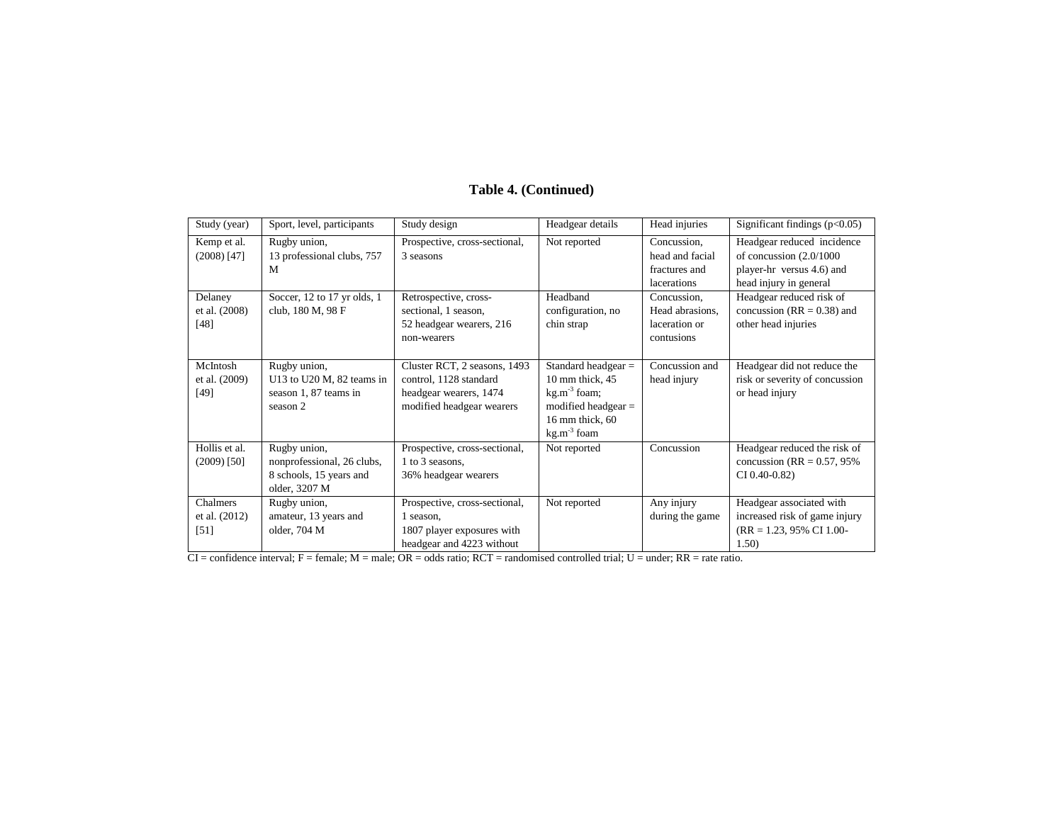**Table 4. (Continued)**

| Study (year) | Sport, level, participants | Study design | Headgear details | Head injuries | Significant findings ($p<0.05$) |
| --- | --- | --- | --- | --- | --- |
| Kemp et al. (2008) [47] | Rugby union, 13 professional clubs, 757 M | Prospective, cross-sectional, 3 seasons | Not reported | Concussion, head and facial fractures and lacerations | Headgear reduced incidence of concussion (2.0/1000 player-hr versus 4.6) and head injury in general |
| Delaney et al. (2008) [48] | Soccer, 12 to 17 yr olds, 1 club, 180 M, 98 F | Retrospective, cross-sectional, 1 season, 52 headgear wearers, 216 non-wearers | Headband configuration, no chin strap | Concussion, Head abrasions, laceration or contusions | Headgear reduced risk of concussion (RR = 0.38) and other head injuries |
| McIntosh et al. (2009) [49] | Rugby union, U13 to U20 M, 82 teams in season 1, 87 teams in season 2 | Cluster RCT, 2 seasons, 1493 control, 1128 standard headgear wearers, 1474 modified headgear wearers | Standard headgear = 10 mm thick, 45 $kg.m^{-3}$ foam; modified headgear = 16 mm thick, 60 $kg.m^{-3}$ foam | Concussion and head injury | Headgear did not reduce the risk or severity of concussion or head injury |
| Hollis et al. (2009) [50] | Rugby union, nonprofessional, 26 clubs, 8 schools, 15 years and older, 3207 M | Prospective, cross-sectional, 1 to 3 seasons, 36% headgear wearers | Not reported | Concussion | Headgear reduced the risk of concussion (RR = 0.57, 95% CI 0.40-0.82) |
| Chalmers et al. (2012) [51] | Rugby union, amateur, 13 years and older, 704 M | Prospective, cross-sectional, 1 season, 1807 player exposures with headgear and 4223 without | Not reported | Any injury during the game | Headgear associated with increased risk of game injury (RR = 1.23, 95% CI 1.00-1.50) |

CI = confidence interval; F = female; M = male; OR = odds ratio; RCT = randomised controlled trial; U = under; RR = rate ratio.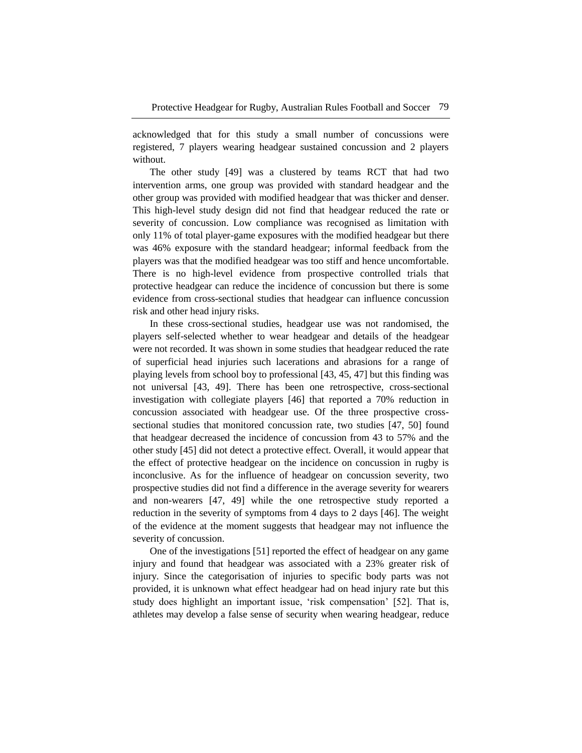acknowledged that for this study a small number of concussions were registered, 7 players wearing headgear sustained concussion and 2 players without.

The other study [49] was a clustered by teams RCT that had two intervention arms, one group was provided with standard headgear and the other group was provided with modified headgear that was thicker and denser. This high-level study design did not find that headgear reduced the rate or severity of concussion. Low compliance was recognised as limitation with only 11% of total player-game exposures with the modified headgear but there was 46% exposure with the standard headgear; informal feedback from the players was that the modified headgear was too stiff and hence uncomfortable. There is no high-level evidence from prospective controlled trials that protective headgear can reduce the incidence of concussion but there is some evidence from cross-sectional studies that headgear can influence concussion risk and other head injury risks.

In these cross-sectional studies, headgear use was not randomised, the players self-selected whether to wear headgear and details of the headgear were not recorded. It was shown in some studies that headgear reduced the rate of superficial head injuries such lacerations and abrasions for a range of playing levels from school boy to professional [43, 45, 47] but this finding was not universal [43, 49]. There has been one retrospective, cross-sectional investigation with collegiate players [46] that reported a 70% reduction in concussion associated with headgear use. Of the three prospective cross-sectional studies that monitored concussion rate, two studies [47, 50] found that headgear decreased the incidence of concussion from 43 to 57% and the other study [45] did not detect a protective effect. Overall, it would appear that the effect of protective headgear on the incidence on concussion in rugby is inconclusive. As for the influence of headgear on concussion severity, two prospective studies did not find a difference in the average severity for wearers and non-wearers [47, 49] while the one retrospective study reported a reduction in the severity of symptoms from 4 days to 2 days [46]. The weight of the evidence at the moment suggests that headgear may not influence the severity of concussion.

One of the investigations [51] reported the effect of headgear on any game injury and found that headgear was associated with a 23% greater risk of injury. Since the categorisation of injuries to specific body parts was not provided, it is unknown what effect headgear had on head injury rate but this study does highlight an important issue, 'risk compensation' [52]. That is, athletes may develop a false sense of security when wearing headgear, reduce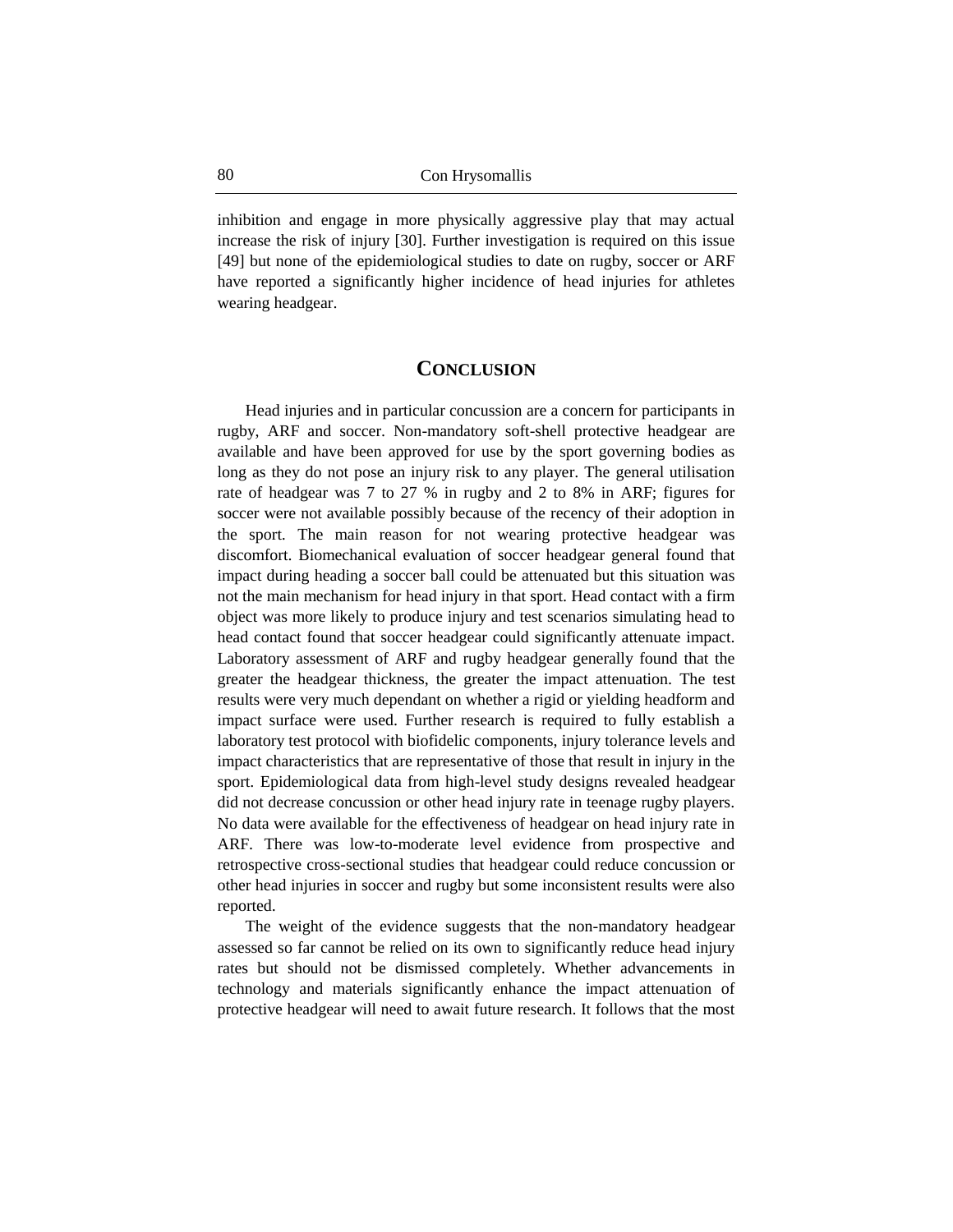inhibition and engage in more physically aggressive play that may actual increase the risk of injury [30]. Further investigation is required on this issue [49] but none of the epidemiological studies to date on rugby, soccer or ARF have reported a significantly higher incidence of head injuries for athletes wearing headgear.

## CONCLUSION

Head injuries and in particular concussion are a concern for participants in rugby, ARF and soccer. Non-mandatory soft-shell protective headgear are available and have been approved for use by the sport governing bodies as long as they do not pose an injury risk to any player. The general utilisation rate of headgear was 7 to 27 % in rugby and 2 to 8% in ARF; figures for soccer were not available possibly because of the recency of their adoption in the sport. The main reason for not wearing protective headgear was discomfort. Biomechanical evaluation of soccer headgear general found that impact during heading a soccer ball could be attenuated but this situation was not the main mechanism for head injury in that sport. Head contact with a firm object was more likely to produce injury and test scenarios simulating head to head contact found that soccer headgear could significantly attenuate impact. Laboratory assessment of ARF and rugby headgear generally found that the greater the headgear thickness, the greater the impact attenuation. The test results were very much dependant on whether a rigid or yielding headform and impact surface were used. Further research is required to fully establish a laboratory test protocol with biofidelic components, injury tolerance levels and impact characteristics that are representative of those that result in injury in the sport. Epidemiological data from high-level study designs revealed headgear did not decrease concussion or other head injury rate in teenage rugby players. No data were available for the effectiveness of headgear on head injury rate in ARF. There was low-to-moderate level evidence from prospective and retrospective cross-sectional studies that headgear could reduce concussion or other head injuries in soccer and rugby but some inconsistent results were also reported.

The weight of the evidence suggests that the non-mandatory headgear assessed so far cannot be relied on its own to significantly reduce head injury rates but should not be dismissed completely. Whether advancements in technology and materials significantly enhance the impact attenuation of protective headgear will need to await future research. It follows that the most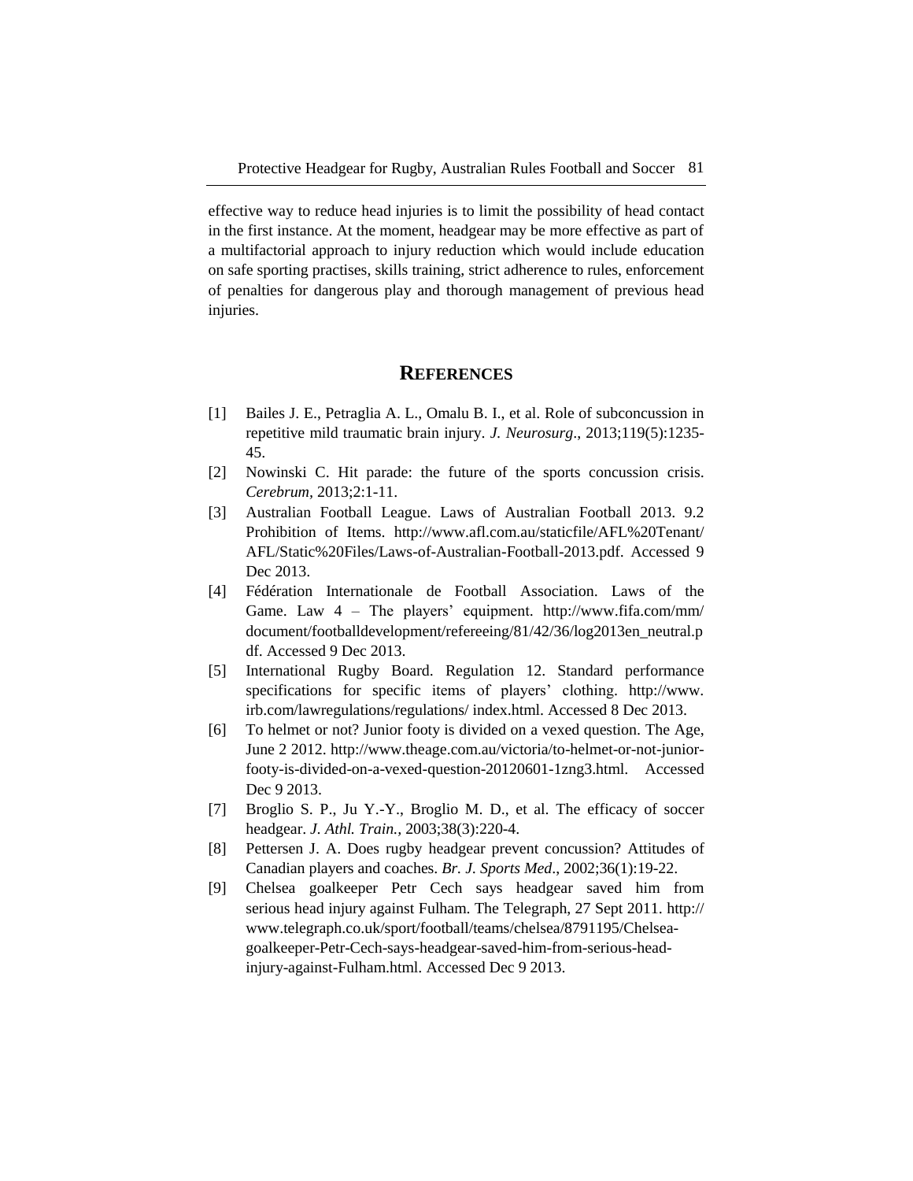effective way to reduce head injuries is to limit the possibility of head contact in the first instance. At the moment, headgear may be more effective as part of a multifactorial approach to injury reduction which would include education on safe sporting practises, skills training, strict adherence to rules, enforcement of penalties for dangerous play and thorough management of previous head injuries.

## REFERENCES

[1] Bailes J. E., Petraglia A. L., Omalu B. I., et al. Role of subconcussion in repetitive mild traumatic brain injury. *J. Neurosurg*., 2013;119(5):1235-45.

[2] Nowinski C. Hit parade: the future of the sports concussion crisis. *Cerebrum*, 2013;2:1-11.

[3] Australian Football League. Laws of Australian Football 2013. 9.2 Prohibition of Items. http://www.afl.com.au/staticfile/AFL%20Tenant/AFL/Static%20Files/Laws-of-Australian-Football-2013.pdf. Accessed 9 Dec 2013.

[4] Fédération Internationale de Football Association. Laws of the Game. Law 4 – The players' equipment. http://www.fifa.com/mm/document/footballdevelopment/refereeing/81/42/36/log2013en_neutral.pdf. Accessed 9 Dec 2013.

[5] International Rugby Board. Regulation 12. Standard performance specifications for specific items of players' clothing. http://www.irb.com/lawregulations/regulations/ index.html. Accessed 8 Dec 2013.

[6] To helmet or not? Junior footy is divided on a vexed question. The Age, June 2 2012. http://www.theage.com.au/victoria/to-helmet-or-not-junior-footy-is-divided-on-a-vexed-question-20120601-1zng3.html. Accessed Dec 9 2013.

[7] Broglio S. P., Ju Y.-Y., Broglio M. D., et al. The efficacy of soccer headgear. *J. Athl. Train.*, 2003;38(3):220-4.

[8] Pettersen J. A. Does rugby headgear prevent concussion? Attitudes of Canadian players and coaches. *Br. J. Sports Med*., 2002;36(1):19-22.

[9] Chelsea goalkeeper Petr Cech says headgear saved him from serious head injury against Fulham. The Telegraph, 27 Sept 2011. http://www.telegraph.co.uk/sport/football/teams/chelsea/8791195/Chelsea-goalkeeper-Petr-Cech-says-headgear-saved-him-from-serious-head-injury-against-Fulham.html. Accessed Dec 9 2013.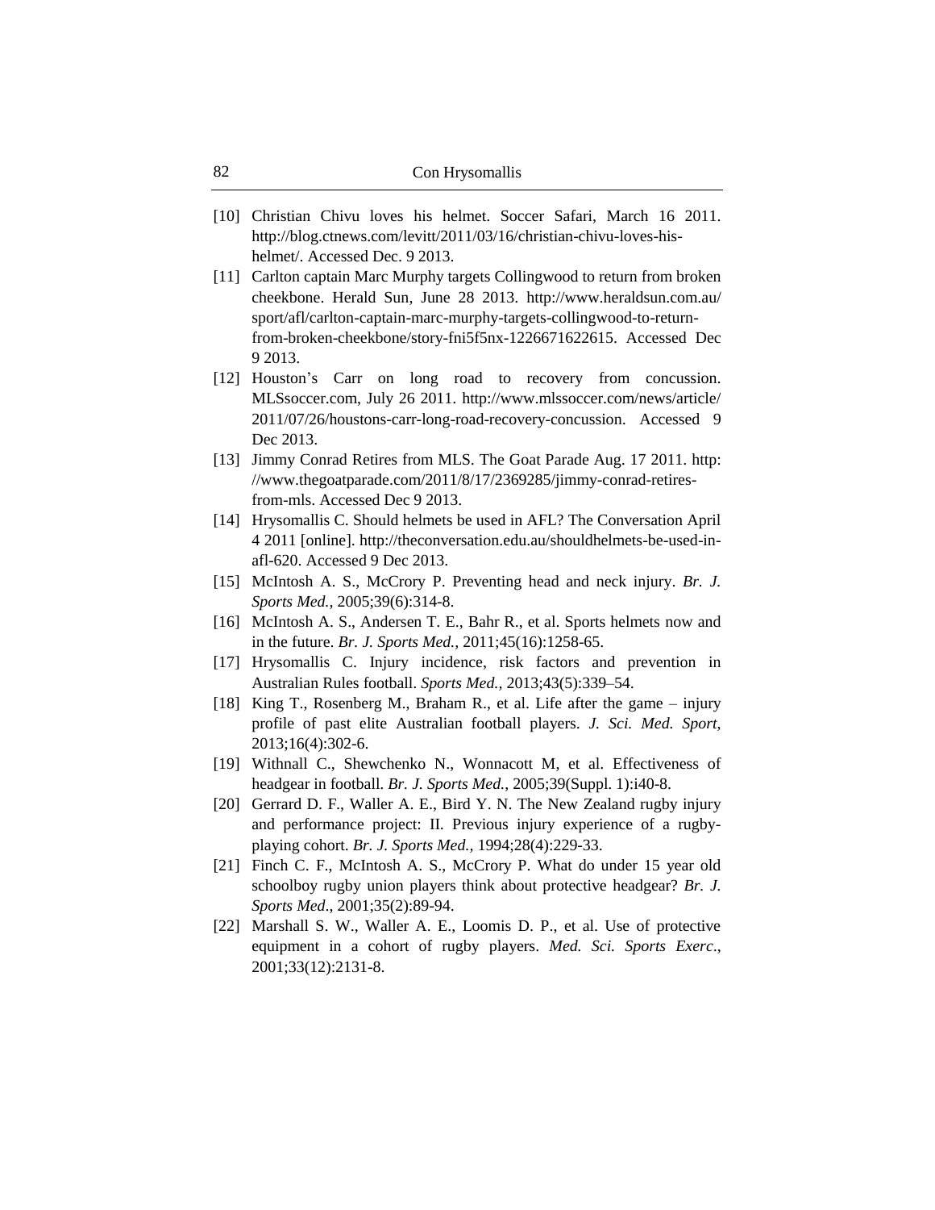[10] Christian Chivu loves his helmet. Soccer Safari, March 16 2011. http://blog.ctnews.com/levitt/2011/03/16/christian-chivu-loves-his-helmet/. Accessed Dec. 9 2013.

[11] Carlton captain Marc Murphy targets Collingwood to return from broken cheekbone. Herald Sun, June 28 2013. http://www.heraldsun.com.au/sport/afl/carlton-captain-marc-murphy-targets-collingwood-to-return-from-broken-cheekbone/story-fni5f5nx-1226671622615. Accessed Dec 9 2013.

[12] Houston's Carr on long road to recovery from concussion. MLSsoccer.com, July 26 2011. http://www.mlssoccer.com/news/article/2011/07/26/houstons-carr-long-road-recovery-concussion. Accessed 9 Dec 2013.

[13] Jimmy Conrad Retires from MLS. The Goat Parade Aug. 17 2011. http://www.thegoatparade.com/2011/8/17/2369285/jimmy-conrad-retires-from-mls. Accessed Dec 9 2013.

[14] Hrysomallis C. Should helmets be used in AFL? The Conversation April 4 2011 [online]. http://theconversation.edu.au/shouldhelmets-be-used-in-afl-620. Accessed 9 Dec 2013.

[15] McIntosh A. S., McCrory P. Preventing head and neck injury. *Br. J. Sports Med.,* 2005;39(6):314-8.

[16] McIntosh A. S., Andersen T. E., Bahr R., et al. Sports helmets now and in the future. *Br. J. Sports Med.,* 2011;45(16):1258-65.

[17] Hrysomallis C. Injury incidence, risk factors and prevention in Australian Rules football. *Sports Med.,* 2013;43(5):339–54.

[18] King T., Rosenberg M., Braham R., et al. Life after the game – injury profile of past elite Australian football players. *J. Sci. Med. Sport*, 2013;16(4):302-6.

[19] Withnall C., Shewchenko N., Wonnacott M, et al. Effectiveness of headgear in football. *Br. J. Sports Med.*, 2005;39(Suppl. 1):i40-8.

[20] Gerrard D. F., Waller A. E., Bird Y. N. The New Zealand rugby injury and performance project: II. Previous injury experience of a rugby-playing cohort. *Br. J. Sports Med.*, 1994;28(4):229-33.

[21] Finch C. F., McIntosh A. S., McCrory P. What do under 15 year old schoolboy rugby union players think about protective headgear? *Br. J. Sports Med*., 2001;35(2):89-94.

[22] Marshall S. W., Waller A. E., Loomis D. P., et al. Use of protective equipment in a cohort of rugby players. *Med. Sci. Sports Exerc*., 2001;33(12):2131-8.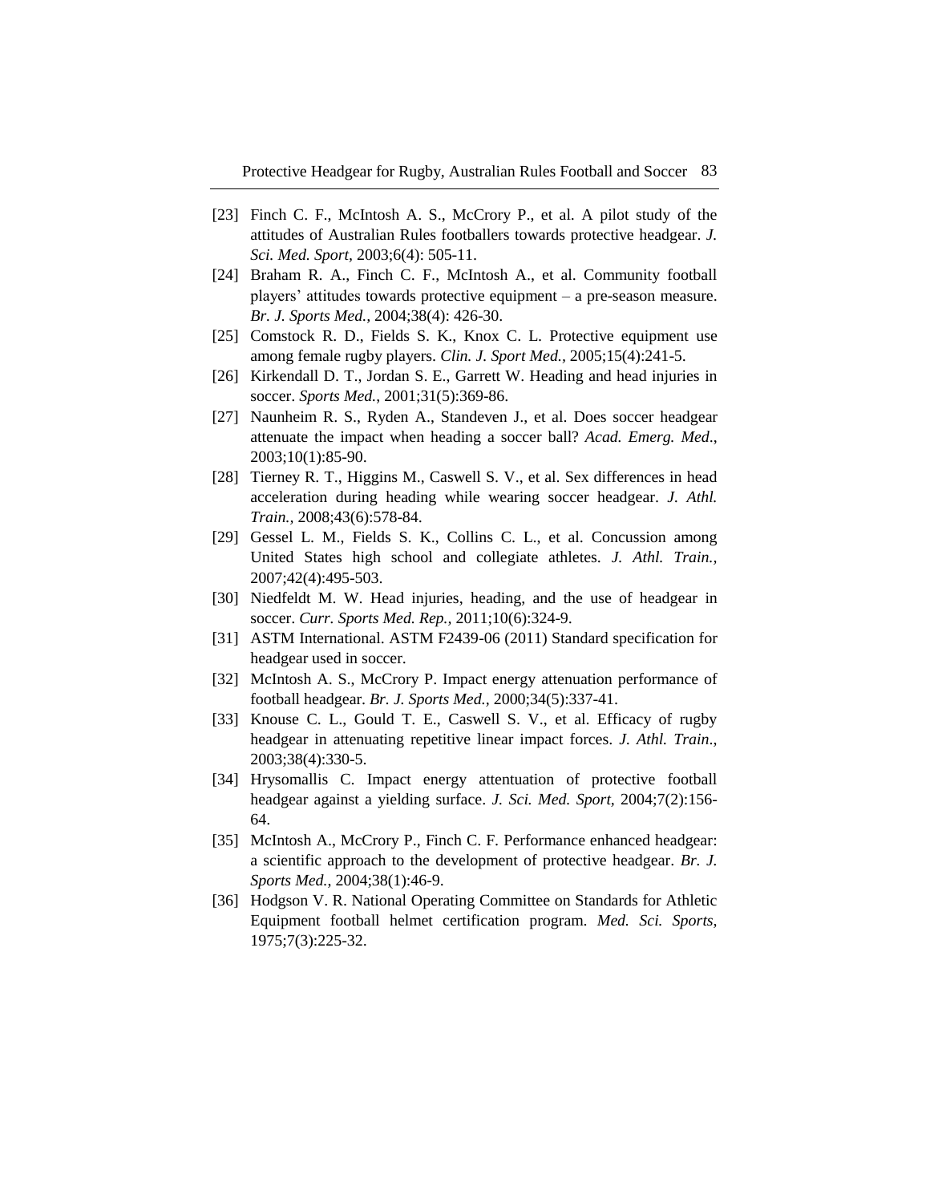[23] Finch C. F., McIntosh A. S., McCrory P., et al. A pilot study of the attitudes of Australian Rules footballers towards protective headgear. *J. Sci. Med. Sport*, 2003;6(4): 505-11.

[24] Braham R. A., Finch C. F., McIntosh A., et al. Community football players' attitudes towards protective equipment – a pre-season measure. *Br. J. Sports Med.*, 2004;38(4): 426-30.

[25] Comstock R. D., Fields S. K., Knox C. L. Protective equipment use among female rugby players. *Clin. J. Sport Med.*, 2005;15(4):241-5.

[26] Kirkendall D. T., Jordan S. E., Garrett W. Heading and head injuries in soccer. *Sports Med.*, 2001;31(5):369-86.

[27] Naunheim R. S., Ryden A., Standeven J., et al. Does soccer headgear attenuate the impact when heading a soccer ball? *Acad. Emerg. Med*., 2003;10(1):85-90.

[28] Tierney R. T., Higgins M., Caswell S. V., et al. Sex differences in head acceleration during heading while wearing soccer headgear. *J. Athl. Train.*, 2008;43(6):578-84.

[29] Gessel L. M., Fields S. K., Collins C. L., et al. Concussion among United States high school and collegiate athletes. *J. Athl. Train.*, 2007;42(4):495-503.

[30] Niedfeldt M. W. Head injuries, heading, and the use of headgear in soccer. *Curr. Sports Med. Rep.*, 2011;10(6):324-9.

[31] ASTM International. ASTM F2439-06 (2011) Standard specification for headgear used in soccer.

[32] McIntosh A. S., McCrory P. Impact energy attenuation performance of football headgear. *Br. J. Sports Med.*, 2000;34(5):337-41.

[33] Knouse C. L., Gould T. E., Caswell S. V., et al. Efficacy of rugby headgear in attenuating repetitive linear impact forces. *J. Athl. Train*., 2003;38(4):330-5.

[34] Hrysomallis C. Impact energy attentuation of protective football headgear against a yielding surface. *J. Sci. Med. Sport*, 2004;7(2):156-64.

[35] McIntosh A., McCrory P., Finch C. F. Performance enhanced headgear: a scientific approach to the development of protective headgear. *Br. J. Sports Med.*, 2004;38(1):46-9.

[36] Hodgson V. R. National Operating Committee on Standards for Athletic Equipment football helmet certification program. *Med. Sci. Sports*, 1975;7(3):225-32.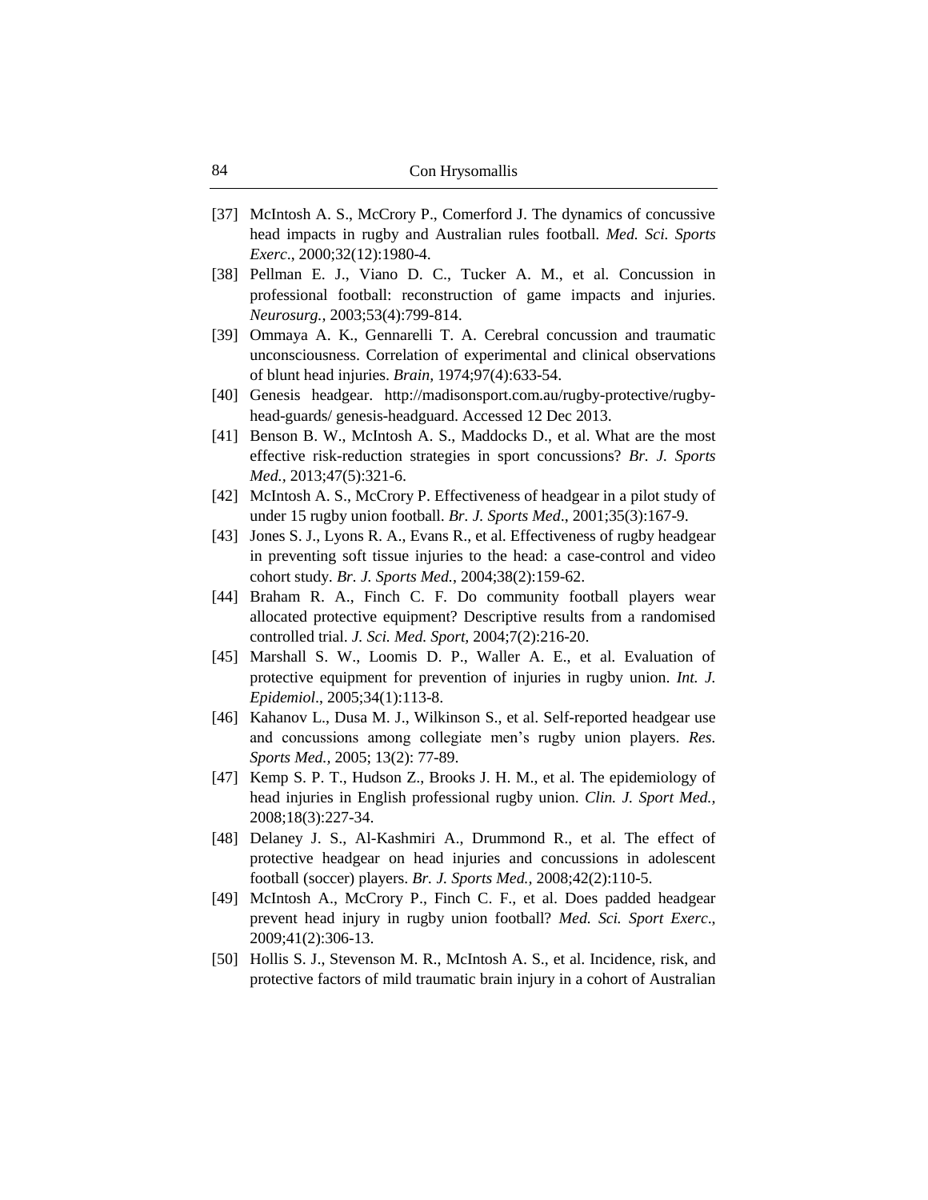[37] McIntosh A. S., McCrory P., Comerford J. The dynamics of concussive head impacts in rugby and Australian rules football. *Med. Sci. Sports Exerc.*, 2000;32(12):1980-4.

[38] Pellman E. J., Viano D. C., Tucker A. M., et al. Concussion in professional football: reconstruction of game impacts and injuries. *Neurosurg.*, 2003;53(4):799-814.

[39] Ommaya A. K., Gennarelli T. A. Cerebral concussion and traumatic unconsciousness. Correlation of experimental and clinical observations of blunt head injuries. *Brain*, 1974;97(4):633-54.

[40] Genesis headgear. http://madisonsport.com.au/rugby-protective/rugby-head-guards/ genesis-headguard. Accessed 12 Dec 2013.

[41] Benson B. W., McIntosh A. S., Maddocks D., et al. What are the most effective risk-reduction strategies in sport concussions? *Br. J. Sports Med.*, 2013;47(5):321-6.

[42] McIntosh A. S., McCrory P. Effectiveness of headgear in a pilot study of under 15 rugby union football. *Br. J. Sports Med*., 2001;35(3):167-9.

[43] Jones S. J., Lyons R. A., Evans R., et al. Effectiveness of rugby headgear in preventing soft tissue injuries to the head: a case-control and video cohort study. *Br. J. Sports Med.*, 2004;38(2):159-62.

[44] Braham R. A., Finch C. F. Do community football players wear allocated protective equipment? Descriptive results from a randomised controlled trial. *J. Sci. Med. Sport,* 2004;7(2):216-20.

[45] Marshall S. W., Loomis D. P., Waller A. E., et al. Evaluation of protective equipment for prevention of injuries in rugby union. *Int. J. Epidemiol*., 2005;34(1):113-8.

[46] Kahanov L., Dusa M. J., Wilkinson S., et al. Self-reported headgear use and concussions among collegiate men's rugby union players. *Res. Sports Med.,* 2005; 13(2): 77-89.

[47] Kemp S. P. T., Hudson Z., Brooks J. H. M., et al. The epidemiology of head injuries in English professional rugby union. *Clin. J. Sport Med.*, 2008;18(3):227-34.

[48] Delaney J. S., Al-Kashmiri A., Drummond R., et al. The effect of protective headgear on head injuries and concussions in adolescent football (soccer) players. *Br. J. Sports Med.*, 2008;42(2):110-5.

[49] McIntosh A., McCrory P., Finch C. F., et al. Does padded headgear prevent head injury in rugby union football? *Med. Sci. Sport Exerc*., 2009;41(2):306-13.

[50] Hollis S. J., Stevenson M. R., McIntosh A. S., et al. Incidence, risk, and protective factors of mild traumatic brain injury in a cohort of Australian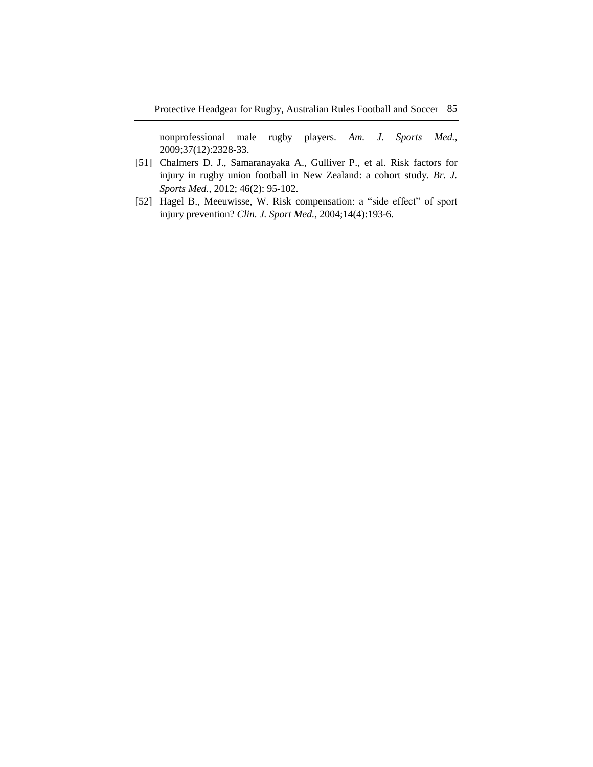nonprofessional male rugby players. *Am. J. Sports Med.*, 2009;37(12):2328-33.

[51] Chalmers D. J., Samaranayaka A., Gulliver P., et al. Risk factors for injury in rugby union football in New Zealand: a cohort study. *Br. J. Sports Med.*, 2012; 46(2): 95-102.

[52] Hagel B., Meeuwisse, W. Risk compensation: a "side effect" of sport injury prevention? *Clin. J. Sport Med.*, 2004;14(4):193-6.